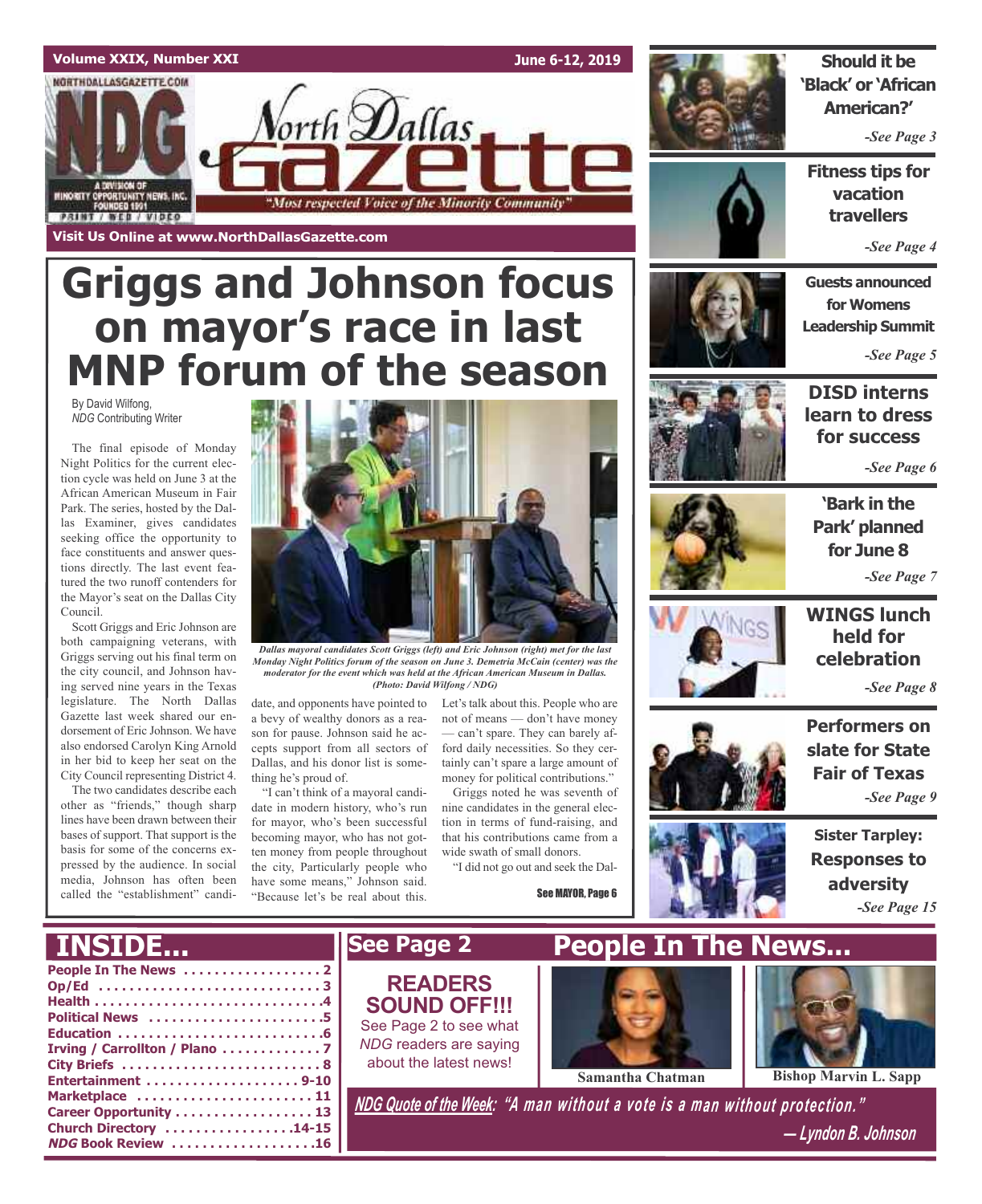Volume XXIX, Number XXI — June 6-12, 2019

# North Dallas Gazette

"Most respected Voice of the Minority Community"

NORTHDALLASGAZETTE.COM — A DIVISION OF MINORITY OPPORTUNITY NEWS, INC. FOUNDED 1991 — PRINT / WEB / VIDEO

Visit Us Online at www.NorthDallasGazette.com

# Griggs and Johnson focus on mayor's race in last MNP forum of the season

By David Wilfong,
*NDG* Contributing Writer

The final episode of Monday Night Politics for the current election cycle was held on June 3 at the African American Museum in Fair Park. The series, hosted by the Dallas Examiner, gives candidates seeking office the opportunity to face constituents and answer questions directly. The last event featured the two runoff contenders for the Mayor's seat on the Dallas City Council.

Scott Griggs and Eric Johnson are both campaigning veterans, with Griggs serving out his final term on the city council, and Johnson having served nine years in the Texas legislature. The North Dallas Gazette last week shared our endorsement of Eric Johnson. We have also endorsed Carolyn King Arnold in her bid to keep her seat on the City Council representing District 4.

The two candidates describe each other as "friends," though sharp lines have been drawn between their bases of support. That support is the basis for some of the concerns expressed by the audience. In social media, Johnson has often been called the "establishment" candidate, and opponents have pointed to a bevy of wealthy donors as a reason for pause. Johnson said he accepts support from all sectors of Dallas, and his donor list is something he's proud of.

"I can't think of a mayoral candidate in modern history, who's run for mayor, who's been successful becoming mayor, who has not gotten money from people throughout the city, Particularly people who have some means," Johnson said. "Because let's be real about this. Let's talk about this. People who are not of means — don't have money — can't spare. They can barely afford daily necessities. So they certainly can't spare a large amount of money for political contributions."

Griggs noted he was seventh of nine candidates in the general election in terms of fund-raising, and that his contributions came from a wide swath of small donors.

"I did not go out and seek the Dal-

*Dallas mayoral candidates Scott Griggs (left) and Eric Johnson (right) met for the last Monday Night Politics forum of the season on June 3. Demetria McCain (center) was the moderator for the event which was held at the African American Museum in Dallas. (Photo: David Wilfong / NDG)*

See MAYOR, Page 6

**Should it be 'Black' or 'African American?'** — *See Page 3*

**Fitness tips for vacation travellers** — *See Page 4*

**Guests announced for Womens Leadership Summit** — *See Page 5*

**DISD interns learn to dress for success** — *See Page 6*

**'Bark in the Park' planned for June 8** — *See Page 7*

**WINGS lunch held for celebration** — *See Page 8*

**Performers on slate for State Fair of Texas** — *See Page 9*

**Sister Tarpley: Responses to adversity** — *See Page 15*

## INSIDE...

- People In The News .................. 2
- Op/Ed .................. 3
- Health .................. 4
- Political News .................. 5
- Education .................. 6
- Irving / Carrollton / Plano .................. 7
- City Briefs .................. 8
- Entertainment .................. 9-10
- Marketplace .................. 11
- Career Opportunity .................. 13
- Church Directory .................. 14-15
- *NDG* Book Review .................. 16

## See Page 2

**READERS SOUND OFF!!!**

See Page 2 to see what *NDG* readers are saying about the latest news!

## People In The News...

Samantha Chatman

Bishop Marvin L. Sapp

***NDG Quote of the Week:*** *"A man without a vote is a man without protection."* — Lyndon B. Johnson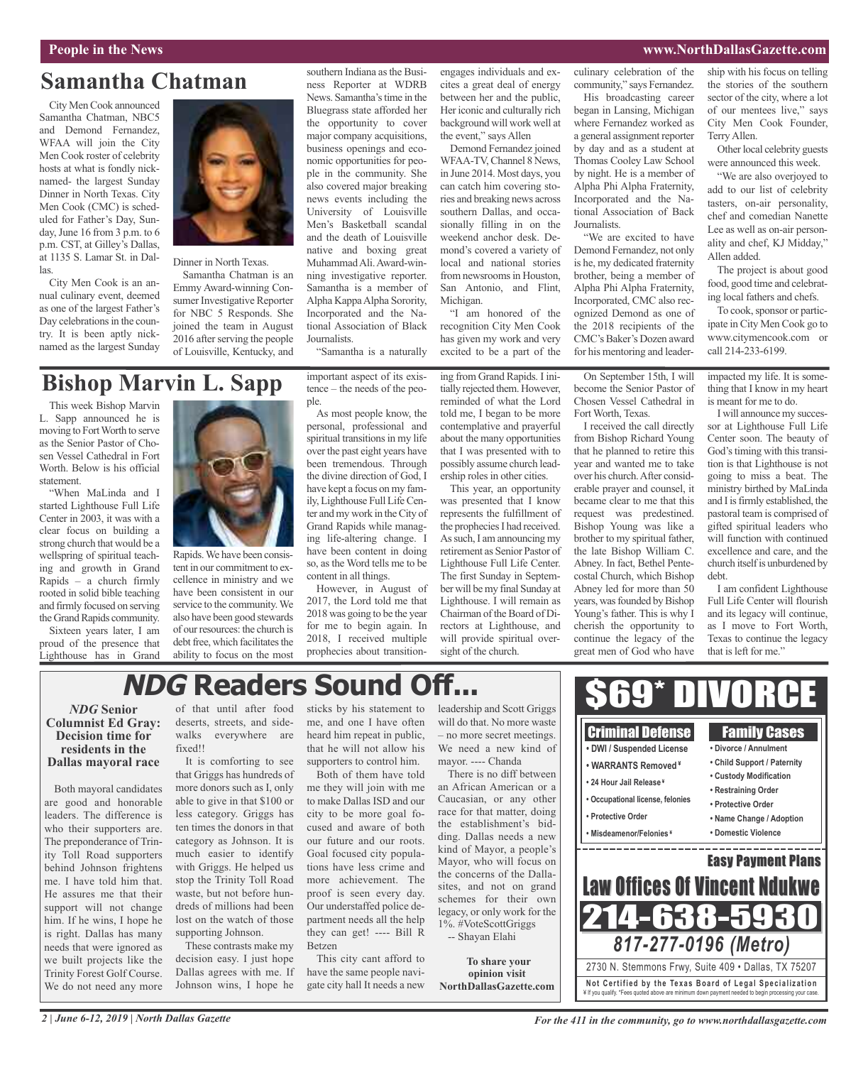## People in the News

# Samantha Chatman

City Men Cook announced Samantha Chatman, NBC5 and Demond Fernandez, WFAA will join the City Men Cook roster of celebrity hosts at what is fondly nicknamed- the largest Sunday Dinner in North Texas. City Men Cook (CMC) is scheduled for Father's Day, Sunday, June 16 from 3 p.m. to 6 p.m. CST, at Gilley's Dallas, at 1135 S. Lamar St. in Dallas.

City Men Cook is an annual culinary event, deemed as one of the largest Father's Day celebrations in the country. It is been aptly nicknamed as the largest Sunday Dinner in North Texas.

Samantha Chatman is an Emmy Award-winning Consumer Investigative Reporter for NBC 5 Responds. She joined the team in August 2016 after serving the people of Louisville, Kentucky, and southern Indiana as the Business Reporter at WDRB News. Samantha's time in the Bluegrass state afforded her the opportunity to cover major company acquisitions, business openings and economic opportunities for people in the community. She also covered major breaking news events including the University of Louisville Men's Basketball scandal and the death of Louisville native and boxing great Muhammad Ali. Award-winning investigative reporter. Samantha is a member of Alpha Kappa Alpha Sorority, Incorporated and the National Association of Black Journalists.

"Samantha is a naturally engages individuals and excites a great deal of energy between her and the public, Her iconic and culturally rich background will work well at the event," says Allen

Demond Fernandez joined WFAA-TV, Channel 8 News, in June 2014. Most days, you can catch him covering stories and breaking news across southern Dallas, and occasionally filling in on the weekend anchor desk. Demond's covered a variety of local and national stories from newsrooms in Houston, San Antonio, and Flint, Michigan.

"I am honored of the recognition City Men Cook has given my work and very excited to be a part of the culinary celebration of the community," says Fernandez.

His broadcasting career began in Lansing, Michigan where Fernandez worked as a general assignment reporter by day and as a student at Thomas Cooley Law School by night. He is a member of Alpha Phi Alpha Fraternity, Incorporated and the National Association of Back Journalists.

"We are excited to have Demond Fernandez, not only is he, my dedicated fraternity brother, being a member of Alpha Phi Alpha Fraternity, Incorporated, CMC also recognized Demond as one of the 2018 recipients of the CMC's Baker's Dozen award for his mentoring and leadership with his focus on telling the stories of the southern sector of the city, where a lot of our mentees live," says City Men Cook Founder, Terry Allen.

Other local celebrity guests were announced this week.

"We are also overjoyed to add to our list of celebrity tasters, on-air personality, chef and comedian Nanette Lee as well as on-air personality and chef, KJ Midday," Allen added.

The project is about good food, good time and celebrating local fathers and chefs.

To cook, sponsor or participate in City Men Cook go to www.citymencook.com or call 214-233-6199.

# Bishop Marvin L. Sapp

This week Bishop Marvin L. Sapp announced he is moving to Fort Worth to serve as the Senior Pastor of Chosen Vessel Cathedral in Fort Worth. Below is his official statement.

"When MaLinda and I started Lighthouse Full Life Center in 2003, it was with a clear focus on building a strong church that would be a wellspring of spiritual teaching and growth in Grand Rapids – a church firmly rooted in solid bible teaching and firmly focused on serving the Grand Rapids community.

Sixteen years later, I am proud of the presence that Lighthouse has in Grand Rapids. We have been consistent in our commitment to excellence in ministry and we have been consistent in our service to the community. We also have been good stewards of our resources: the church is debt free, which facilitates the ability to focus on the most important aspect of its existence – the needs of the people.

As most people know, the personal, professional and spiritual transitions in my life over the past eight years have been tremendous. Through the divine direction of God, I have kept a focus on my family, Lighthouse Full Life Center and my work in the City of Grand Rapids while managing life-altering change. I have been content in doing so, as the Word tells me to be content in all things.

However, in August of 2017, the Lord told me that 2018 was going to be the year for me to begin again. In 2018, I received multiple prophecies about transitioning from Grand Rapids. I initially rejected them. However, reminded of what the Lord told me, I began to be more contemplative and prayerful about the many opportunities that I was presented with to possibly assume church leadership roles in other cities.

This year, an opportunity was presented that I know represents the fulfillment of the prophecies I had received. As such, I am announcing my retirement as Senior Pastor of Lighthouse Full Life Center. The first Sunday in September will be my final Sunday at Lighthouse. I will remain as Chairman of the Board of Directors at Lighthouse, and will provide spiritual oversight of the church.

On September 15th, I will become the Senior Pastor of Chosen Vessel Cathedral in Fort Worth, Texas.

I received the call directly from Bishop Richard Young that he planned to retire this year and wanted me to take over his church. After considerable prayer and counsel, it became clear to me that this request was predestined. Bishop Young was like a brother to my spiritual father, the late Bishop William C. Abney. In fact, Bethel Pentecostal Church, which Bishop Abney led for more than 50 years, was founded by Bishop Young's father. This is why I cherish the opportunity to continue the legacy of the great men of God who have impacted my life. It is something that I know in my heart is meant for me to do.

I will announce my successor at Lighthouse Full Life Center soon. The beauty of God's timing with this transition is that Lighthouse is not going to miss a beat. The ministry birthed by MaLinda and I is firmly established, the pastoral team is comprised of gifted spiritual leaders who will function with continued excellence and care, and the church itself is unburdened by debt.

I am confident Lighthouse Full Life Center will flourish and its legacy will continue, as I move to Fort Worth, Texas to continue the legacy that is left for me."

# *NDG* Readers Sound Off...

### *NDG* Senior Columnist Ed Gray: Decision time for residents in the Dallas mayoral race

Both mayoral candidates are good and honorable leaders. The difference is who their supporters are. The preponderance of Trinity Toll Road supporters behind Johnson frightens me. I have told him that. He assures me that their support will not change him. If he wins, I hope he is right. Dallas has many needs that were ignored as we built projects like the Trinity Forest Golf Course. We do not need any more of that until after food deserts, streets, and sidewalks everywhere are fixed!!

It is comforting to see that Griggs has hundreds of more donors such as I, only able to give in that $100 or less category. Griggs has ten times the donors in that category as Johnson. It is much easier to identify with Griggs. He helped us stop the Trinity Toll Road waste, but not before hundreds of millions had been lost on the watch of those supporting Johnson.

These contrasts make my decision easy. I just hope Dallas agrees with me. If Johnson wins, I hope he sticks by his statement to me, and one I have often heard him repeat in public, that he will not allow his supporters to control him.

Both of them have told me they will join with me to make Dallas ISD and our city to be more goal focused and aware of both our future and our roots. Goal focused city populations have less crime and more achievement. The proof is seen every day. Our understaffed police department needs all the help they can get! ---- Bill R Betzen

This city cant afford to have the same people navigate city hall It needs a new leadership and Scott Griggs will do that. No more waste – no more secret meetings. We need a new kind of mayor. ---- Chanda

There is no diff between an African American or a Caucasian, or any other race for that matter, doing the establishment's bidding. Dallas needs a new kind of Mayor, a people's Mayor, who will focus on the concerns of the Dallasites, and not on grand schemes for their own legacy, or only work for the 1%. #VoteScottGriggs

-- Shayan Elahi

**To share your opinion visit NorthDallasGazette.com**

# $69* DIVORCE

**Criminal Defense**
- DWI / Suspended License
- WARRANTS Removed¥
- 24 Hour Jail Release¥
- Occupational license, felonies
- Protective Order
- Misdeamenor/Felonies¥

**Family Cases**
- Divorce / Annulment
- Child Support / Paternity
- Custody Modification
- Restraining Order
- Protective Order
- Name Change / Adoption
- Domestic Violence

**Easy Payment Plans**

**Law Offices Of Vincent Ndukwe**

**214-638-5930**

*817-277-0196 (Metro)*

2730 N. Stemmons Frwy, Suite 409 • Dallas, TX 75207

**Not Certified by the Texas Board of Legal Specialization**

¥ If you qualify. *Fees quoted above are minimum down payment needed to begin processing your case.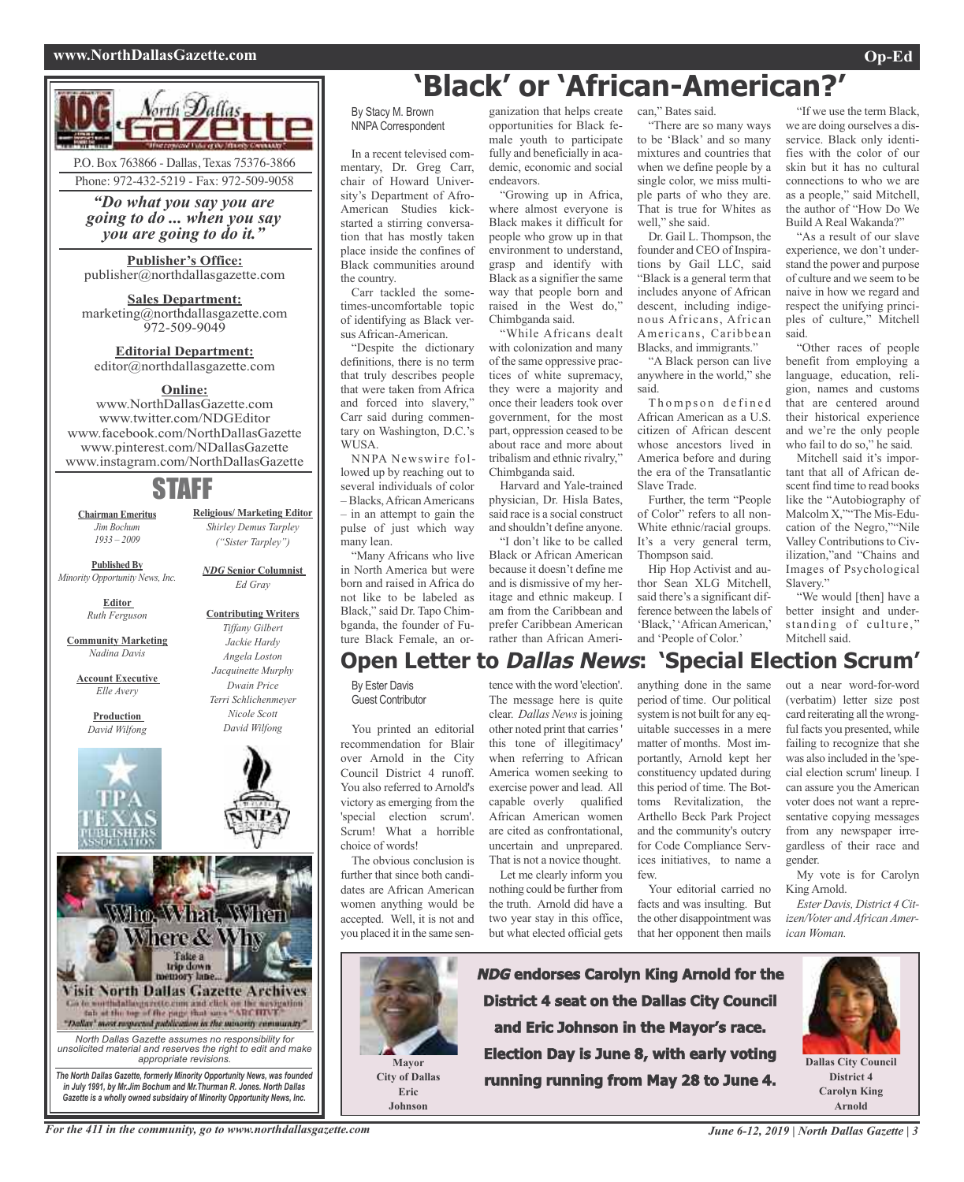# 'Black' or 'African-American?'

By Stacy M. Brown
NNPA Correspondent

In a recent televised commentary, Dr. Greg Carr, chair of Howard University's Department of Afro-American Studies kickstarted a stirring conversation that has mostly taken place inside the confines of Black communities around the country.

Carr tackled the sometimes-uncomfortable topic of identifying as Black versus African-American.

"Despite the dictionary definitions, there is no term that truly describes people that were taken from Africa and forced into slavery," Carr said during commentary on Washington, D.C.'s WUSA.

NNPA Newswire followed up by reaching out to several individuals of color – Blacks, African Americans – in an attempt to gain the pulse of just which way many lean.

"Many Africans who live in North America but were born and raised in Africa do not like to be labeled as Black," said Dr. Tapo Chimbganda, the founder of Future Black Female, an organization that helps create opportunities for Black female youth to participate fully and beneficially in academic, economic and social endeavors.

"Growing up in Africa, where almost everyone is Black makes it difficult for people who grow up in that environment to understand, grasp and identify with Black as a signifier the same way that people born and raised in the West do," Chimbganda said.

"While Africans dealt with colonization and many of the same oppressive practices of white supremacy, they were a majority and once their leaders took over government, for the most part, oppression ceased to be about race and more about tribalism and ethnic rivalry," Chimbganda said.

Harvard and Yale-trained physician, Dr. Hisla Bates, said race is a social construct and shouldn't define anyone.

"I don't like to be called Black or African American because it doesn't define me and is dismissive of my heritage and ethnic makeup. I am from the Caribbean and prefer Caribbean American rather than African American," Bates said.

"There are so many ways to be 'Black' and so many mixtures and countries that when we define people by a single color, we miss multiple parts of who they are. That is true for Whites as well," she said.

Dr. Gail L. Thompson, the founder and CEO of Inspirations by Gail LLC, said "Black is a general term that includes anyone of African descent, including indigenous Africans, African Americans, Caribbean Blacks, and immigrants."

"A Black person can live anywhere in the world," she said.

Thompson defined African American as a U.S. citizen of African descent whose ancestors lived in America before and during the era of the Transatlantic Slave Trade.

Further, the term "People of Color" refers to all non-White ethnic/racial groups. It's a very general term, Thompson said.

Hip Hop Activist and author Sean XLG Mitchell, said there's a significant difference between the labels of 'Black,' 'African American,' and 'People of Color.'

"If we use the term Black, we are doing ourselves a disservice. Black only identifies with the color of our skin but it has no cultural connections to who we are as a people," said Mitchell, the author of "How Do We Build A Real Wakanda?"

"As a result of our slave experience, we don't understand the power and purpose of culture and we seem to be naive in how we regard and respect the unifying principles of culture," Mitchell said.

"Other races of people benefit from employing a language, education, religion, names and customs that are centered around their historical experience and we're the only people who fail to do so," he said.

Mitchell said it's important that all of African descent find time to read books like the "Autobiography of Malcolm X," "The Mis-Education of the Negro," "Nile Valley Contributions to Civilization," and "Chains and Images of Psychological Slavery."

"We would [then] have a better insight and understanding of culture," Mitchell said.

# Open Letter to *Dallas News*: 'Special Election Scrum'

By Ester Davis
Guest Contributor

You printed an editorial recommendation for Blair over Arnold in the City Council District 4 runoff. You also referred to Arnold's victory as emerging from the 'special election scrum'. Scrum! What a horrible choice of words!

The obvious conclusion is further that since both candidates are African American women anything would be accepted. Well, it is not and you placed it in the same sentence with the word 'election'. The message here is quite clear. *Dallas News* is joining other noted print that carries ' this tone of illegitimacy' when referring to African America women seeking to exercise power and lead. All capable overly qualified African American women are cited as confrontational, uncertain and unprepared. That is not a novice thought.

Let me clearly inform you nothing could be further from the truth. Arnold did have a two year stay in this office, but what elected official gets anything done in the same period of time. Our political system is not built for any equitable successes in a mere matter of months. Most importantly, Arnold kept her constituency updated during this period of time. The Bottoms Revitalization, the Arthello Beck Park Project and the community's outcry for Code Compliance Services initiatives, to name a few.

Your editorial carried no facts and was insulting. But the other disappointment was that her opponent then mails out a near word-for-word (verbatim) letter size post card reiterating all the wrongful facts you presented, while failing to recognize that she was also included in the 'special election scrum' lineup. I can assure you the American voter does not want a representative copying messages from any newspaper irregardless of their race and gender.

My vote is for Carolyn King Arnold.

*Ester Davis, District 4 Citizen/Voter and African American Woman.*

**Mayor City of Dallas Eric Johnson**

***NDG* endorses Carolyn King Arnold for the District 4 seat on the Dallas City Council and Eric Johnson in the Mayor's race. Election Day is June 8, with early voting running running from May 28 to June 4.**

**Dallas City Council District 4 Carolyn King Arnold**

---

**North Dallas Gazette**

P.O. Box 763866 - Dallas, Texas 75376-3866
Phone: 972-432-5219 - Fax: 972-509-9058

*"Do what you say you are going to do ... when you say you are going to do it."*

**Publisher's Office:**
publisher@northdallasgazette.com

**Sales Department:**
marketing@northdallasgazette.com
972-509-9049

**Editorial Department:**
editor@northdallasgazette.com

**Online:**
www.NorthDallasGazette.com
www.twitter.com/NDGEditor
www.facebook.com/NorthDallasGazette
www.pinterest.com/NDallasGazette
www.instagram.com/NorthDallasGazette

## STAFF

**Chairman Emeritus**
*Jim Bochum*
*1933 – 2009*

**Published By**
*Minority Opportunity News, Inc.*

**Editor**
*Ruth Ferguson*

**Community Marketing**
*Nadina Davis*

**Account Executive**
*Elle Avery*

**Production**
*David Wilfong*

**Religious/ Marketing Editor**
*Shirley Demus Tarpley ("Sister Tarpley")*

***NDG* Senior Columnist**
*Ed Gray*

**Contributing Writers**
*Tiffany Gilbert*
*Jackie Hardy*
*Angela Loston*
*Jacquinette Murphy*
*Dwain Price*
*Terri Schlichenmeyer*
*Nicole Scott*
*David Wilfong*

Who, What, When Where & Why

Take a trip down memory lane...

Visit North Dallas Gazette Archives

Go to northdallasgazette.com and click on the navigation tab at the top of the page that says "ARCHIVE"

"Dallas' most respected publication in the minority community"

*North Dallas Gazette assumes no responsibility for unsolicited material and reserves the right to edit and make appropriate revisions.*

***The North Dallas Gazette, formerly Minority Opportunity News, was founded in July 1991, by Mr.Jim Bochum and Mr.Thurman R. Jones. North Dallas Gazette is a wholly owned subsidairy of Minority Opportunity News, Inc.***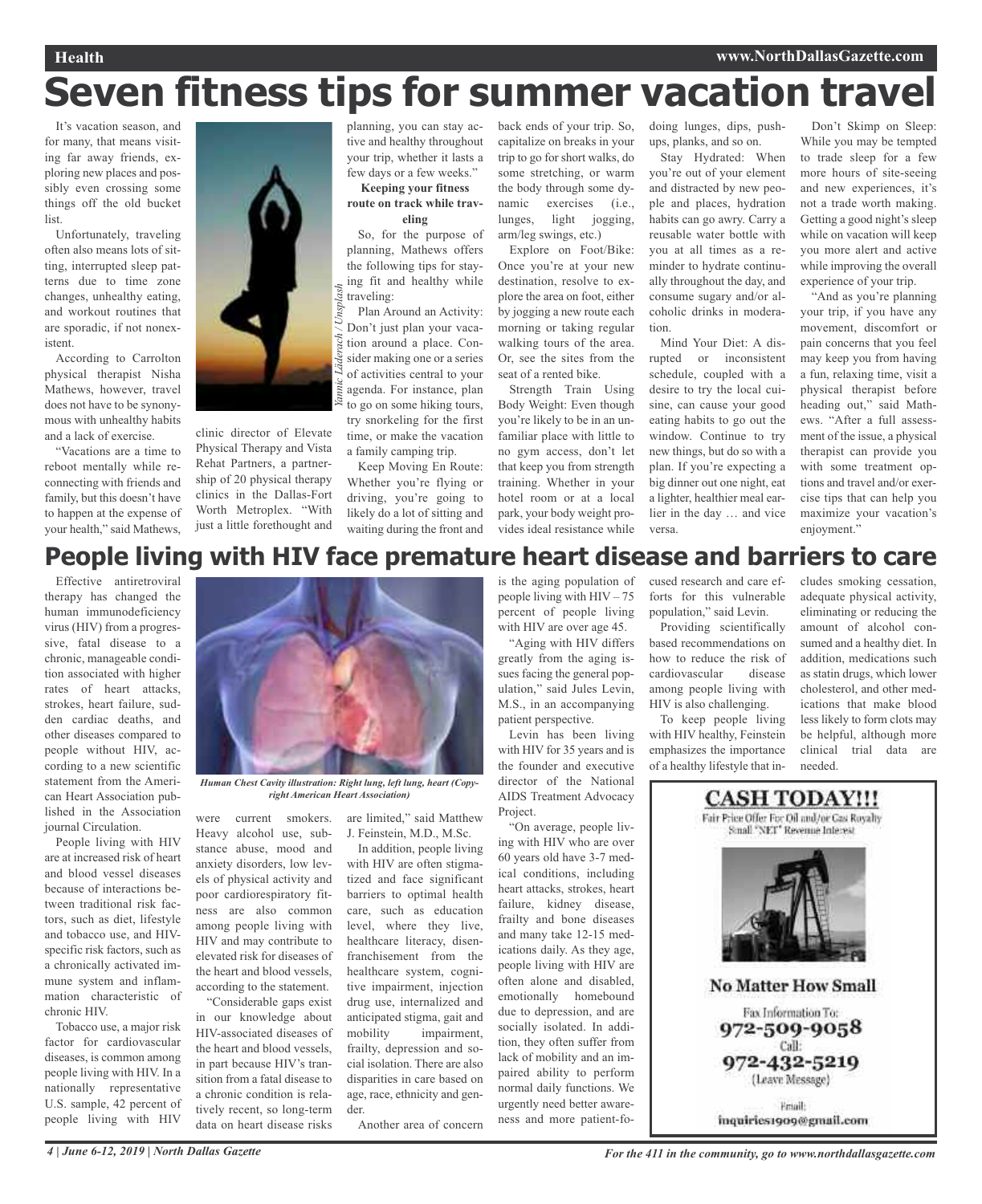# Seven fitness tips for summer vacation travel

It's vacation season, and for many, that means visiting far away friends, exploring new places and possibly even crossing some things off the old bucket list.

Unfortunately, traveling often also means lots of sitting, interrupted sleep patterns due to time zone changes, unhealthy eating, and workout routines that are sporadic, if not nonexistent.

According to Carrollton physical therapist Nisha Mathews, however, travel does not have to be synonymous with unhealthy habits and a lack of exercise.

"Vacations are a time to reboot mentally while reconnecting with friends and family, but this doesn't have to happen at the expense of your health," said Mathews, clinic director of Elevate Physical Therapy and Vista Rehat Partners, a partnership of 20 physical therapy clinics in the Dallas-Fort Worth Metroplex. "With just a little forethought and planning, you can stay active and healthy throughout your trip, whether it lasts a few days or a few weeks."

*Yannic Läderach / Unsplash*

**Keeping your fitness route on track while traveling**

So, for the purpose of planning, Mathews offers the following tips for staying fit and healthy while traveling:

Plan Around an Activity: Don't just plan your vacation around a place. Consider making one or a series of activities central to your agenda. For instance, plan to go on some hiking tours, try snorkeling for the first time, or make the vacation a family camping trip.

Keep Moving En Route: Whether you're flying or driving, you're going to likely do a lot of sitting and waiting during the front and back ends of your trip. So, capitalize on breaks in your trip to go for short walks, do some stretching, or warm the body through some dynamic exercises (i.e., lunges, light jogging, arm/leg swings, etc.)

Explore on Foot/Bike: Once you're at your new destination, resolve to explore the area on foot, either by jogging a new route each morning or taking regular walking tours of the area. Or, see the sites from the seat of a rented bike.

Strength Train Using Body Weight: Even though you're likely to be in an unfamiliar place with little to no gym access, don't let that keep you from strength training. Whether in your hotel room or at a local park, your body weight provides ideal resistance while doing lunges, dips, pushups, planks, and so on.

Stay Hydrated: When you're out of your element and distracted by new people and places, hydration habits can go awry. Carry a reusable water bottle with you at all times as a reminder to hydrate continually throughout the day, and consume sugary and/or alcoholic drinks in moderation.

Mind Your Diet: A disrupted or inconsistent schedule, coupled with a desire to try the local cuisine, can cause your good eating habits to go out the window. Continue to try new things, but do so with a plan. If you're expecting a big dinner out one night, eat a lighter, healthier meal earlier in the day … and vice versa.

Don't Skimp on Sleep: While you may be tempted to trade sleep for a few more hours of site-seeing and new experiences, it's not a trade worth making. Getting a good night's sleep while on vacation will keep you more alert and active while improving the overall experience of your trip.

"And as you're planning your trip, if you have any movement, discomfort or pain concerns that you feel may keep you from having a fun, relaxing time, visit a physical therapist before heading out," said Mathews. "After a full assessment of the issue, a physical therapist can provide you with some treatment options and travel and/or exercise tips that can help you maximize your vacation's enjoyment."

# People living with HIV face premature heart disease and barriers to care

Effective antiretroviral therapy has changed the human immunodeficiency virus (HIV) from a progressive, fatal disease to a chronic, manageable condition associated with higher rates of heart attacks, strokes, heart failure, sudden cardiac deaths, and other diseases compared to people without HIV, according to a new scientific statement from the American Heart Association published in the Association journal Circulation.

People living with HIV are at increased risk of heart and blood vessel diseases because of interactions between traditional risk factors, such as diet, lifestyle and tobacco use, and HIV-specific risk factors, such as a chronically activated immune system and inflammation characteristic of chronic HIV.

Tobacco use, a major risk factor for cardiovascular diseases, is common among people living with HIV. In a nationally representative U.S. sample, 42 percent of people living with HIV were current smokers. Heavy alcohol use, substance abuse, mood and anxiety disorders, low levels of physical activity and poor cardiorespiratory fitness are also common among people living with HIV and may contribute to elevated risk for diseases of the heart and blood vessels, according to the statement.

*Human Chest Cavity illustration: Right lung, left lung, heart (Copyright American Heart Association)*

"Considerable gaps exist in our knowledge about HIV-associated diseases of the heart and blood vessels, in part because HIV's transition from a fatal disease to a chronic condition is relatively recent, so long-term data on heart disease risks are limited," said Matthew J. Feinstein, M.D., M.Sc.

In addition, people living with HIV are often stigmatized and face significant barriers to optimal health care, such as education level, where they live, healthcare literacy, disenfranchisement from the healthcare system, cognitive impairment, injection drug use, internalized and anticipated stigma, gait and mobility impairment, frailty, depression and social isolation. There are also disparities in care based on age, race, ethnicity and gender.

Another area of concern is the aging population of people living with HIV – 75 percent of people living with HIV are over age 45.

"Aging with HIV differs greatly from the aging issues facing the general population," said Jules Levin, M.S., in an accompanying patient perspective.

Levin has been living with HIV for 35 years and is the founder and executive director of the National AIDS Treatment Advocacy Project.

"On average, people living with HIV who are over 60 years old have 3-7 medical conditions, including heart attacks, strokes, heart failure, kidney disease, frailty and bone diseases and many take 12-15 medications daily. As they age, people living with HIV are often alone and disabled, emotionally homebound due to depression, and are socially isolated. In addition, they often suffer from lack of mobility and an impaired ability to perform normal daily functions. We urgently need better awareness and more patient-focused research and care efforts for this vulnerable population," said Levin.

Providing scientifically based recommendations on how to reduce the risk of cardiovascular disease among people living with HIV is also challenging.

To keep people living with HIV healthy, Feinstein emphasizes the importance of a healthy lifestyle that includes smoking cessation, adequate physical activity, eliminating or reducing the amount of alcohol consumed and a healthy diet. In addition, medications such as statin drugs, which lower cholesterol, and other medications that make blood less likely to form clots may be helpful, although more clinical trial data are needed.

**CASH TODAY!!!**

Fair Price Offer For Oil and/or Gas Royalty
Small "NET" Revenue Interest

**No Matter How Small**

Fax Information To:
972-509-9058
Call:
972-432-5219
(Leave Message)

Email:
inquiries1909@gmail.com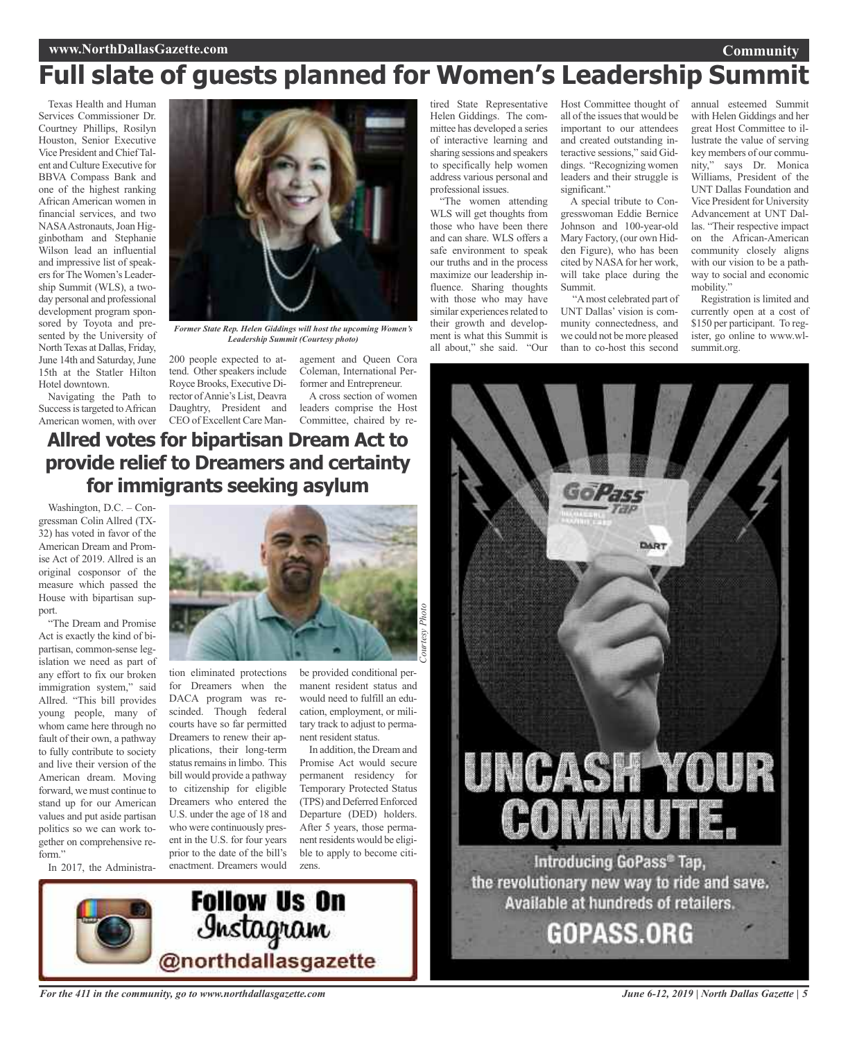# Full slate of guests planned for Women's Leadership Summit

Texas Health and Human Services Commissioner Dr. Courtney Phillips, Rosilyn Houston, Senior Executive Vice President and Chief Talent and Culture Executive for BBVA Compass Bank and one of the highest ranking African American women in financial services, and two NASA Astronauts, Joan Higginbotham and Stephanie Wilson lead an influential and impressive list of speakers for The Women's Leadership Summit (WLS), a two-day personal and professional development program sponsored by Toyota and presented by the University of North Texas at Dallas, Friday, June 14th and Saturday, June 15th at the Statler Hilton Hotel downtown.

*Former State Rep. Helen Giddings will host the upcoming Women's Leadership Summit (Courtesy photo)*

Navigating the Path to Success is targeted to African American women, with over 200 people expected to attend. Other speakers include Royce Brooks, Executive Director of Annie's List, Deavra Daughtry, President and CEO of Excellent Care Management and Queen Cora Coleman, International Performer and Entrepreneur.

A cross section of women leaders comprise the Host Committee, chaired by retired State Representative Helen Giddings. The committee has developed a series of interactive learning and sharing sessions and speakers to specifically help women address various personal and professional issues.

"The women attending WLS will get thoughts from those who have been there and can share. WLS offers a safe environment to speak our truths and in the process maximize our leadership influence. Sharing thoughts with those who may have similar experiences related to their growth and development is what this Summit is all about," she said. "Our Host Committee thought of all of the issues that would be important to our attendees and created outstanding interactive sessions," said Giddings. "Recognizing women leaders and their struggle is significant."

A special tribute to Congresswoman Eddie Bernice Johnson and 100-year-old Mary Factory, (our own Hidden Figure), who has been cited by NASA for her work, will take place during the Summit.

"A most celebrated part of UNT Dallas' vision is community connectedness, and we could not be more pleased than to co-host this second annual esteemed Summit with Helen Giddings and her great Host Committee to illustrate the value of serving key members of our community," says Dr. Monica Williams, President of the UNT Dallas Foundation and Vice President for University Advancement at UNT Dallas. "Their respective impact on the African-American community closely aligns with our vision to be a pathway to social and economic mobility."

Registration is limited and currently open at a cost of $150 per participant. To register, go online to www.wlsummit.org.

# Allred votes for bipartisan Dream Act to provide relief to Dreamers and certainty for immigrants seeking asylum

*Courtesy Photo*

Washington, D.C. – Congressman Colin Allred (TX-32) has voted in favor of the American Dream and Promise Act of 2019. Allred is an original cosponsor of the measure which passed the House with bipartisan support.

"The Dream and Promise Act is exactly the kind of bipartisan, common-sense legislation we need as part of any effort to fix our broken immigration system," said Allred. "This bill provides young people, many of whom came here through no fault of their own, a pathway to fully contribute to society and live their version of the American dream. Moving forward, we must continue to stand up for our American values and put aside partisan politics so we can work together on comprehensive reform."

In 2017, the Administration eliminated protections for Dreamers when the DACA program was rescinded. Though federal courts have so far permitted Dreamers to renew their applications, their long-term status remains in limbo. This bill would provide a pathway to citizenship for eligible Dreamers who entered the U.S. under the age of 18 and who were continuously present in the U.S. for four years prior to the date of the bill's enactment. Dreamers would be provided conditional permanent resident status and would need to fulfill an education, employment, or military track to adjust to permanent resident status.

In addition, the Dream and Promise Act would secure permanent residency for Temporary Protected Status (TPS) and Deferred Enforced Departure (DED) holders. After 5 years, those permanent residents would be eligible to apply to become citizens.

**Follow Us On Instagram @northdallasgazette**

**UNCASH YOUR COMMUTE.**

Introducing GoPass® Tap, the revolutionary new way to ride and save. Available at hundreds of retailers.

**GOPASS.ORG**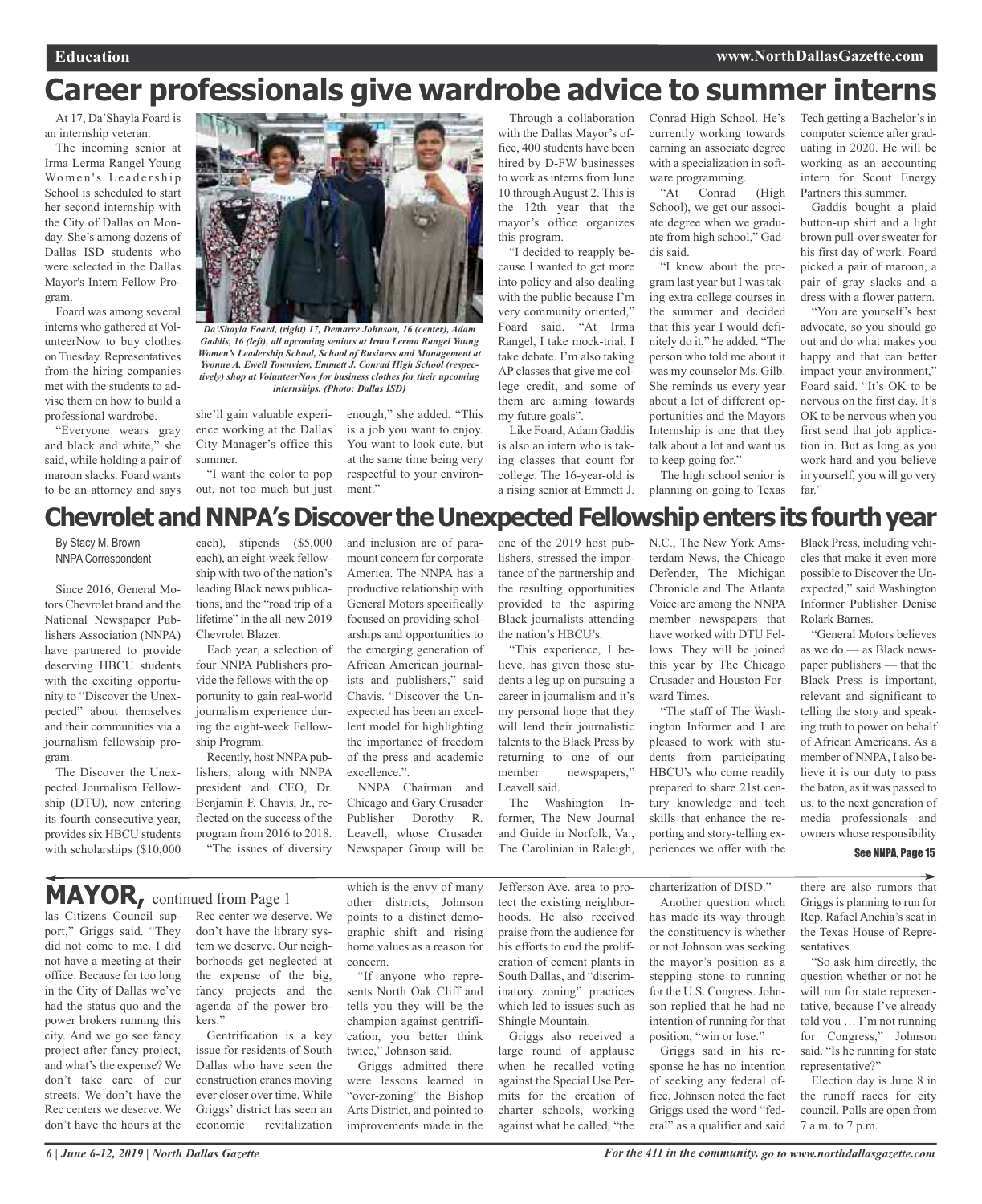# Career professionals give wardrobe advice to summer interns

At 17, Da'Shayla Foard is an internship veteran.

The incoming senior at Irma Lerma Rangel Young Women's Leadership School is scheduled to start her second internship with the City of Dallas on Monday. She's among dozens of Dallas ISD students who were selected in the Dallas Mayor's Intern Fellow Program.

Foard was among several interns who gathered at VolunteerNow to buy clothes on Tuesday. Representatives from the hiring companies met with the students to advise them on how to build a professional wardrobe.

"Everyone wears gray and black and white," she said, while holding a pair of maroon slacks. Foard wants to be an attorney and says she'll gain valuable experience working at the Dallas City Manager's office this summer.

*Da'Shayla Foard, (right) 17, Demarre Johnson, 16 (center), Adam Gaddis, 16 (left), all upcoming seniors at Irma Lerma Rangel Young Women's Leadership School, School of Business and Management at Yvonne A. Ewell Townview, Emmett J. Conrad High School (respectively) shop at VolunteerNow for business clothes for their upcoming internships. (Photo: Dallas ISD)*

"I want the color to pop out, not too much but just enough," she added. "This is a job you want to enjoy. You want to look cute, but at the same time being very respectful to your environment."

Through a collaboration with the Dallas Mayor's office, 400 students have been hired by D-FW businesses to work as interns from June 10 through August 2. This is the 12th year that the mayor's office organizes this program.

"I decided to reapply because I wanted to get more into policy and also dealing with the public because I'm very community oriented," Foard said. "At Irma Rangel, I take mock-trial, I take debate. I'm also taking AP classes that give me college credit, and some of them are aiming towards my future goals".

Like Foard, Adam Gaddis is also an intern who is taking classes that count for college. The 16-year-old is a rising senior at Emmett J. Conrad High School. He's currently working towards earning an associate degree with a specialization in software programming.

"At Conrad (High School), we get our associate degree when we graduate from high school," Gaddis said.

"I knew about the program last year but I was taking extra college courses in the summer and decided that this year I would definitely do it," he added. "The person who told me about it was my counselor Ms. Gilb. She reminds us every year about a lot of different opportunities and the Mayors Internship is one that they talk about a lot and want us to keep going for."

The high school senior is planning on going to Texas Tech getting a Bachelor's in computer science after graduating in 2020. He will be working as an accounting intern for Scout Energy Partners this summer.

Gaddis bought a plaid button-up shirt and a light brown pull-over sweater for his first day of work. Foard picked a pair of maroon, a pair of gray slacks and a dress with a flower pattern.

"You are yourself's best advocate, so you should go out and do what makes you happy and that can better impact your environment," Foard said. "It's OK to be nervous on the first day. It's OK to be nervous when you first send that job application in. But as long as you work hard and you believe in yourself, you will go very far."

# Chevrolet and NNPA's Discover the Unexpected Fellowship enters its fourth year

By Stacy M. Brown
NNPA Correspondent

Since 2016, General Motors Chevrolet brand and the National Newspaper Publishers Association (NNPA) have partnered to provide deserving HBCU students with the exciting opportunity to "Discover the Unexpected" about themselves and their communities via a journalism fellowship program.

The Discover the Unexpected Journalism Fellowship (DTU), now entering its fourth consecutive year, provides six HBCU students with scholarships ($10,000 each), stipends ($5,000 each), an eight-week fellowship with two of the nation's leading Black news publications, and the "road trip of a lifetime" in the all-new 2019 Chevrolet Blazer.

Each year, a selection of four NNPA Publishers provide the fellows with the opportunity to gain real-world journalism experience during the eight-week Fellowship Program.

Recently, host NNPA publishers, along with NNPA president and CEO, Dr. Benjamin F. Chavis, Jr., reflected on the success of the program from 2016 to 2018.

"The issues of diversity and inclusion are of paramount concern for corporate America. The NNPA has a productive relationship with General Motors specifically focused on providing scholarships and opportunities to the emerging generation of African American journalists and publishers," said Chavis. "Discover the Unexpected has been an excellent model for highlighting the importance of freedom of the press and academic excellence.".

NNPA Chairman and Chicago and Gary Crusader Publisher Dorothy R. Leavell, whose Crusader Newspaper Group will be one of the 2019 host publishers, stressed the importance of the partnership and the resulting opportunities provided to the aspiring Black journalists attending the nation's HBCU's.

"This experience, I believe, has given those students a leg up on pursuing a career in journalism and it's my personal hope that they will lend their journalistic talents to the Black Press by returning to one of our member newspapers," Leavell said.

The Washington Informer, The New Journal and Guide in Norfolk, Va., The Carolinian in Raleigh, N.C., The New York Amsterdam News, the Chicago Defender, The Michigan Chronicle and The Atlanta Voice are among the NNPA member newspapers that have worked with DTU Fellows. They will be joined this year by The Chicago Crusader and Houston Forward Times.

"The staff of The Washington Informer and I are pleased to work with students from participating HBCU's who come readily prepared to share 21st century knowledge and tech skills that enhance the reporting and story-telling experiences we offer with the Black Press, including vehicles that make it even more possible to Discover the Unexpected," said Washington Informer Publisher Denise Rolark Barnes.

"General Motors believes as we do — as Black newspaper publishers — that the Black Press is important, relevant and significant to telling the truth to power on behalf of African Americans. As a member of NNPA, I also believe it is our duty to pass the baton, as it was passed to us, to the next generation of media professionals and owners whose responsibility

**See NNPA, Page 15**

## MAYOR, continued from Page 1

las Citizens Council support," Griggs said. "They did not come to me. I did not have a meeting at their office. Because for too long in the City of Dallas we've had the status quo and the power brokers running this city. And we go see fancy project after fancy project, and what's the expense? We don't take care of our streets. We don't have the Rec centers we deserve. We don't have the hours at the Rec center we deserve. We don't have the library system we deserve. Our neighborhoods get neglected at the expense of the big, fancy projects and the agenda of the power brokers."

Gentrification is a key issue for residents of South Dallas who have seen the construction cranes moving ever closer over time. While Griggs' district has seen an economic revitalization which is the envy of many other districts, Johnson points to a distinct demographic shift and rising home values as a reason for concern.

"If anyone who represents North Oak Cliff and tells you they will be the champion against gentrification, you better think twice," Johnson said.

Griggs admitted there were lessons learned in "over-zoning" the Bishop Arts District, and pointed to improvements made in the Jefferson Ave. area to protect the existing neighborhoods. He also received praise from the audience for his efforts to end the proliferation of cement plants in South Dallas, and "discriminatory zoning" practices which led to issues such as Shingle Mountain.

Griggs also received a large round of applause when he recalled voting against the Special Use Permits for the creation of charter schools, working against what he called, "the charterization of DISD."

Another question which has made its way through the constituency is whether or not Johnson was seeking the mayor's position as a stepping stone to running for the U.S. Congress. Johnson replied that he had no intention of running for that position, "win or lose."

Griggs said in his response he has no intention of seeking any federal office. Johnson noted the fact Griggs used the word "federal" as a qualifier and said there are also rumors that Griggs is planning to run for Rep. Rafael Anchia's seat in the Texas House of Representatives.

"So ask him directly, the question whether or not he will run for state representative, because I've already told you … I'm not running for Congress," Johnson said. "Is he running for state representative?"

Election day is June 8 in the runoff races for city council. Polls are open from 7 a.m. to 7 p.m.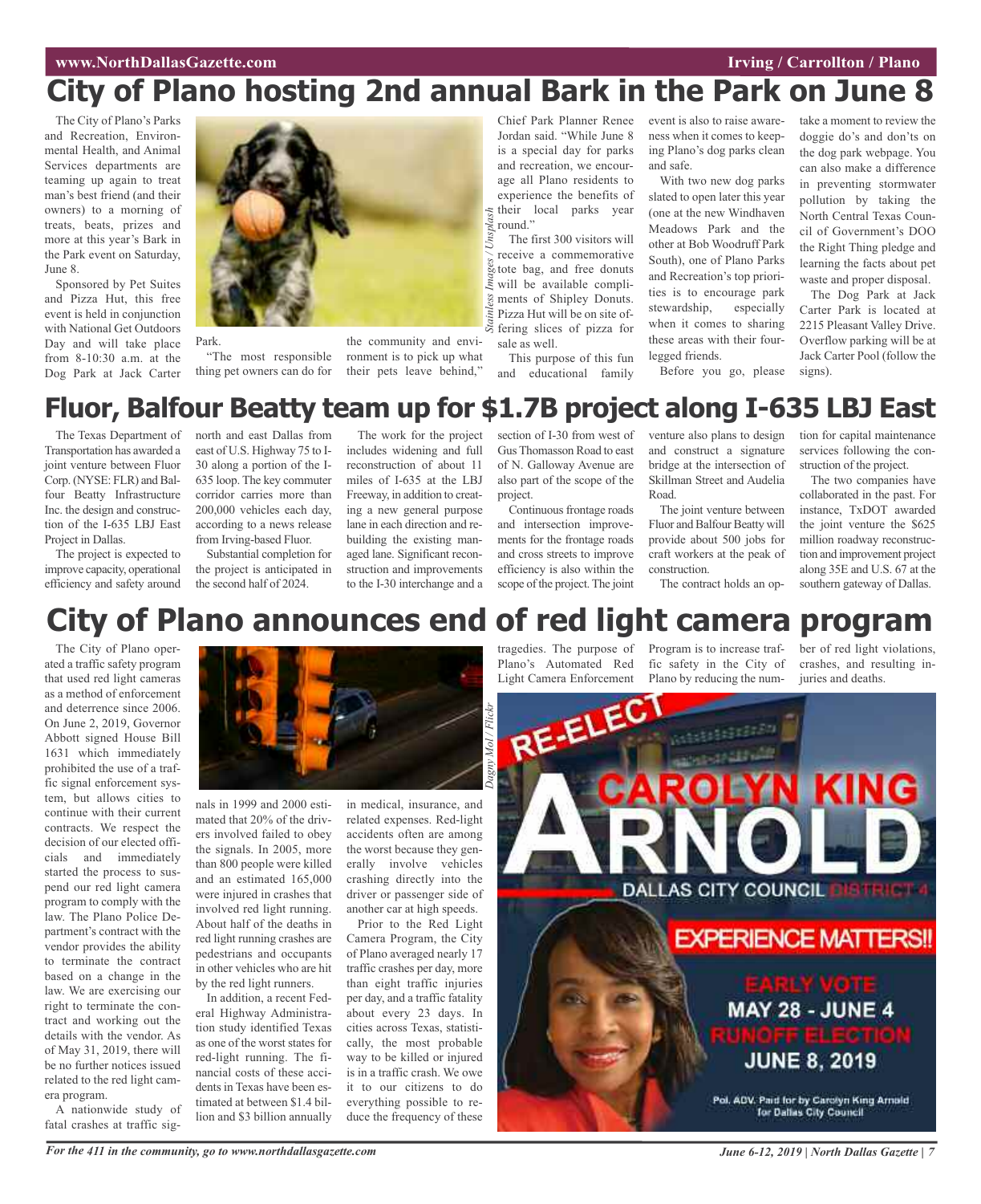# City of Plano hosting 2nd annual Bark in the Park on June 8

The City of Plano's Parks and Recreation, Environmental Health, and Animal Services departments are teaming up again to treat man's best friend (and their owners) to a morning of treats, beats, prizes and more at this year's Bark in the Park event on Saturday, June 8.

Sponsored by Pet Suites and Pizza Hut, this free event is held in conjunction with National Get Outdoors Day and will take place from 8-10:30 a.m. at the Dog Park at Jack Carter Park.

*Stainless Images / Unsplash*

"The most responsible thing pet owners can do for the community and environment is to pick up what their pets leave behind," Chief Park Planner Renee Jordan said. "While June 8 is a special day for parks and recreation, we encourage all Plano residents to experience the benefits of their local parks year round."

The first 300 visitors will receive a commemorative tote bag, and free donuts will be available compliments of Shipley Donuts. Pizza Hut will be on site offering slices of pizza for sale as well.

This purpose of this fun and educational family event is also to raise awareness when it comes to keeping Plano's dog parks clean and safe.

With two new dog parks slated to open later this year (one at the new Windhaven Meadows Park and the other at Bob Woodruff Park South), one of Plano Parks and Recreation's top priorities is to encourage park stewardship, especially when it comes to sharing these areas with their four-legged friends.

Before you go, please take a moment to review the doggie do's and don'ts on the dog park webpage. You can also make a difference in preventing stormwater pollution by taking the North Central Texas Council of Government's DOO the Right Thing pledge and learning the facts about pet waste and proper disposal.

The Dog Park at Jack Carter Park is located at 2215 Pleasant Valley Drive. Overflow parking will be at Jack Carter Pool (follow the signs).

# Fluor, Balfour Beatty team up for $1.7B project along I-635 LBJ East

The Texas Department of Transportation has awarded a joint venture between Fluor Corp. (NYSE: FLR) and Balfour Beatty Infrastructure Inc. the design and construction of the I-635 LBJ East Project in Dallas.

The project is expected to improve capacity, operational efficiency and safety around north and east Dallas from east of U.S. Highway 75 to I-30 along a portion of the I-635 loop. The key commuter corridor carries more than 200,000 vehicles each day, according to a news release from Irving-based Fluor.

Substantial completion for the project is anticipated in the second half of 2024.

The work for the project includes widening and full reconstruction of about 11 miles of I-635 at the LBJ Freeway, in addition to creating a new general purpose lane in each direction and rebuilding the existing managed lane. Significant reconstruction and improvements to the I-30 interchange and a section of I-30 from west of Gus Thomasson Road to east of N. Galloway Avenue are also part of the scope of the project.

Continuous frontage roads and intersection improvements for the frontage roads and cross streets to improve efficiency is also within the scope of the project. The joint venture also plans to design and construct a signature bridge at the intersection of Skillman Street and Audelia Road.

The joint venture between Fluor and Balfour Beatty will provide about 500 jobs for craft workers at the peak of construction.

The contract holds an option for capital maintenance services following the construction of the project.

The two companies have collaborated in the past. For instance, TxDOT awarded the joint venture the $625 million roadway reconstruction and improvement project along 35E and U.S. 67 at the southern gateway of Dallas.

# City of Plano announces end of red light camera program

The City of Plano operated a traffic safety program that used red light cameras as a method of enforcement and deterrence since 2006. On June 2, 2019, Governor Abbott signed House Bill 1631 which immediately prohibited the use of a traffic signal enforcement system, but allows cities to continue with their current contracts. We respect the decision of our elected officials and immediately started the process to suspend our red light camera program to comply with the law. The Plano Police Department's contract with the vendor provides the ability to terminate the contract based on a change in the law. We are exercising our right to terminate the contract and working out the details with the vendor. As of May 31, 2019, there will be no further notices issued related to the red light camera program.

*Dagny Mol / Flickr*

A nationwide study of fatal crashes at traffic signals in 1999 and 2000 estimated that 20% of the drivers involved failed to obey the signals. In 2005, more than 800 people were killed and an estimated 165,000 were injured in crashes that involved red light running. About half of the deaths in red light running crashes are pedestrians and occupants in other vehicles who are hit by the red light runners.

In addition, a recent Federal Highway Administration study identified Texas as one of the worst states for red-light running. The financial costs of these accidents in Texas have been estimated at between $1.4 billion and $3 billion annually in medical, insurance, and related expenses. Red-light accidents often are among the worst because they generally involve vehicles crashing directly into the driver or passenger side of another car at high speeds.

Prior to the Red Light Camera Program, the City of Plano averaged nearly 17 traffic crashes per day, more than eight traffic injuries per day, and a traffic fatality about every 23 days. In cities across Texas, statistically, the most probable way to be killed or injured is in a traffic crash. We owe it to our citizens to do everything possible to reduce the frequency of these tragedies. The purpose of Plano's Automated Red Light Camera Enforcement Program is to increase traffic safety in the City of Plano by reducing the number of red light violations, crashes, and resulting injuries and deaths.

RE-ELECT CAROLYN KING ARNOLD
DALLAS CITY COUNCIL DISTRICT 4
EXPERIENCE MATTERS!!
EARLY VOTE MAY 28 - JUNE 4
RUNOFF ELECTION JUNE 8, 2019
Pol. ADV. Paid for by Carolyn King Arnold for Dallas City Council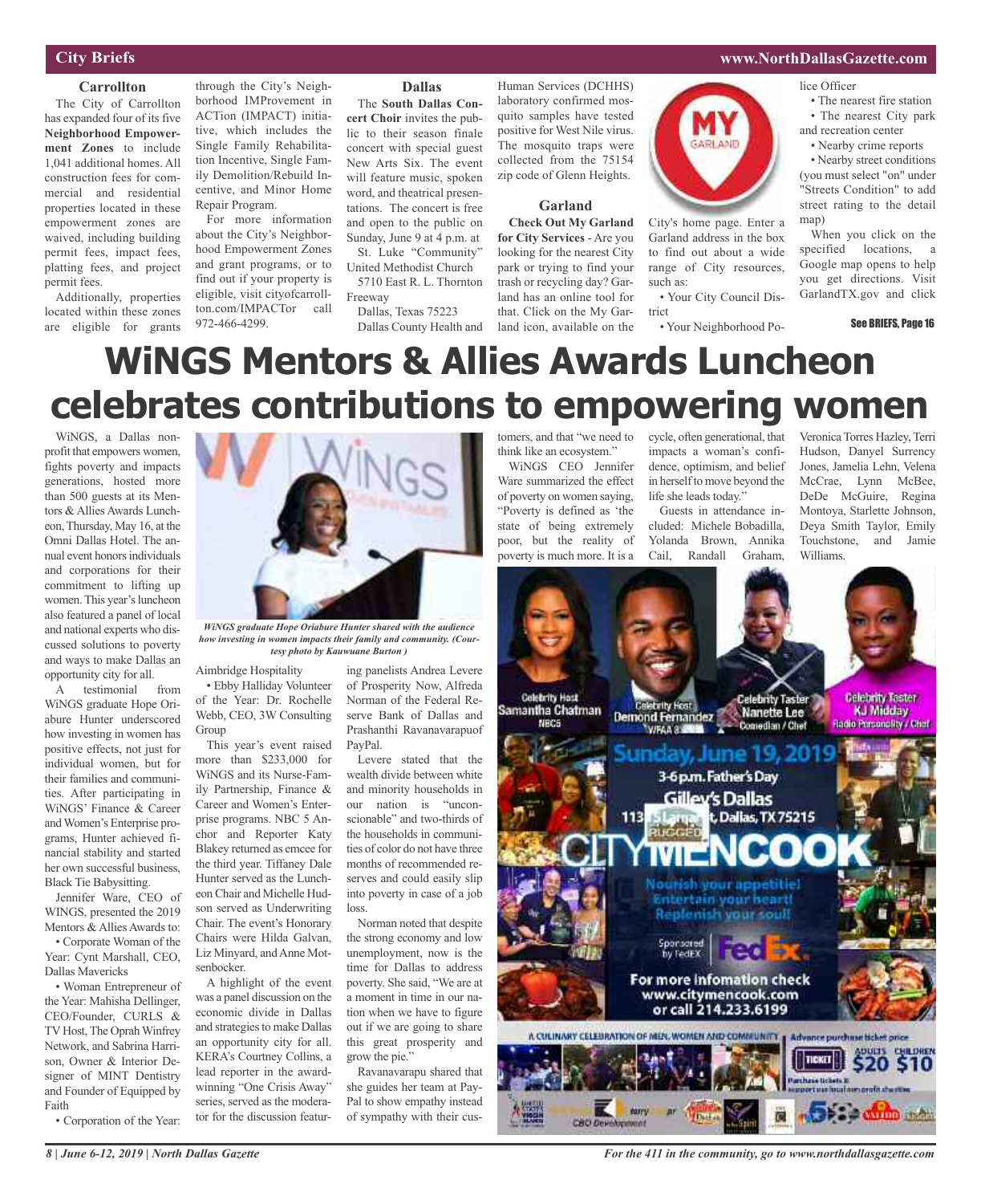## City Briefs

### Carrollton

The City of Carrollton has expanded four of its five **Neighborhood Empowerment Zones** to include 1,041 additional homes. All construction fees for commercial and residential properties located in these empowerment zones are waived, including building permit fees, impact fees, platting fees, and project permit fees.

Additionally, properties located within these zones are eligible for grants through the City's Neighborhood IMProvement in ACTion (IMPACT) initiative, which includes the Single Family Rehabilitation Incentive, Single Family Demolition/Rebuild Incentive, and Minor Home Repair Program.

For more information about the City's Neighborhood Empowerment Zones and grant programs, or to find out if your property is eligible, visit cityofcarrollton.com/IMPACTor call 972-466-4299.

### Dallas

The **South Dallas Concert Choir** invites the public to their season finale concert with special guest New Arts Six. The event will feature music, spoken word, and theatrical presentations. The concert is free and open to the public on Sunday, June 9 at 4 p.m. at

St. Luke "Community" United Methodist Church

5710 East R. L. Thornton Freeway

Dallas, Texas 75223

Dallas County Health and Human Services (DCHHS) laboratory confirmed mosquito samples have tested positive for West Nile virus. The mosquito traps were collected from the 75154 zip code of Glenn Heights.

### Garland

**Check Out My Garland for City Services** - Are you looking for the nearest City park or trying to find your trash or recycling day? Garland has an online tool for that. Click on the My Garland icon, available on the City's home page. Enter a Garland address in the box to find out about a wide range of City resources, such as:

- Your City Council District
- Your Neighborhood Police Officer
- The nearest fire station
- The nearest City park and recreation center
- Nearby crime reports
- Nearby street conditions (you must select "on" under "Streets Condition" to add street rating to the detail map)

When you click on the specified locations, a Google map opens to help you get directions. Visit GarlandTX.gov and click

See BRIEFS, Page 16

# WiNGS Mentors & Allies Awards Luncheon celebrates contributions to empowering women

WiNGS, a Dallas nonprofit that empowers women, fights poverty and impacts generations, hosted more than 500 guests at its Mentors & Allies Awards Luncheon, Thursday, May 16, at the Omni Dallas Hotel. The annual event honors individuals and corporations for their commitment to lifting up women. This year's luncheon also featured a panel of local and national experts who discussed solutions to poverty and ways to make Dallas an opportunity city for all.

A testimonial from WiNGS graduate Hope Oriabure Hunter underscored how investing in women has positive effects, not just for individual women, but for their families and communities. After participating in WiNGS' Finance & Career and Women's Enterprise programs, Hunter achieved financial stability and started her own successful business, Black Tie Babysitting.

Jennifer Ware, CEO of WINGS, presented the 2019 Mentors & Allies Awards to:

- Corporate Woman of the Year: Cynt Marshall, CEO, Dallas Mavericks
- Woman Entrepreneur of the Year: Mahisha Dellinger, CEO/Founder, CURLS & TV Host, The Oprah Winfrey Network, and Sabrina Harrison, Owner & Interior Designer of MINT Dentistry and Founder of Equipped by Faith
- Corporation of the Year: Aimbridge Hospitality
- Ebby Halliday Volunteer of the Year: Dr. Rochelle Webb, CEO, 3W Consulting Group

*WiNGS graduate Hope Oriabure Hunter shared with the audience how investing in women impacts their family and community. (Courtesy photo by Kauwuane Burton )*

This year's event raised more than $233,000 for WiNGS and its Nurse-Family Partnership, Finance & Career and Women's Enterprise programs. NBC 5 Anchor and Reporter Katy Blakey returned as emcee for the third year. Tiffaney Dale Hunter served as the Luncheon Chair and Michelle Hudson served as Underwriting Chair. The event's Honorary Chairs were Hilda Galvan, Liz Minyard, and Anne Motsenbocker.

A highlight of the event was a panel discussion on the economic divide in Dallas and strategies to make Dallas an opportunity city for all. KERA's Courtney Collins, a lead reporter in the award-winning "One Crisis Away" series, served as the moderator for the discussion featuring panelists Andrea Levere of Prosperity Now, Alfreda Norman of the Federal Reserve Bank of Dallas and Prashanthi Ravanavarapuof PayPal.

Levere stated that the wealth divide between white and minority households in our nation is "unconscionable" and two-thirds of the households in communities of color do not have three months of recommended reserves and could easily slip into poverty in case of a job loss.

Norman noted that despite the strong economy and low unemployment, now is the time for Dallas to address poverty. She said, "We are at a moment in time in our nation when we have to figure out if we are going to share this great prosperity and grow the pie."

Ravanavarapu shared that she guides her team at PayPal to show empathy instead of sympathy with their customers, and that "we need to think like an ecosystem."

WiNGS CEO Jennifer Ware summarized the effect of poverty on women saying, "Poverty is defined as 'the state of being extremely poor, but the reality of poverty is much more. It is a cycle, often generational, that impacts a woman's confidence, optimism, and belief in herself to move beyond the life she leads today."

Guests in attendance included: Michele Bobadilla, Yolanda Brown, Annika Cail, Randall Graham, Veronica Torres Hazley, Terri Hudson, Danyel Surrency Jones, Jamelia Lehn, Velena McCrae, Lynn McBee, DeDe McGuire, Regina Montoya, Starlette Johnson, Deya Smith Taylor, Emily Touchstone, and Jamie Williams.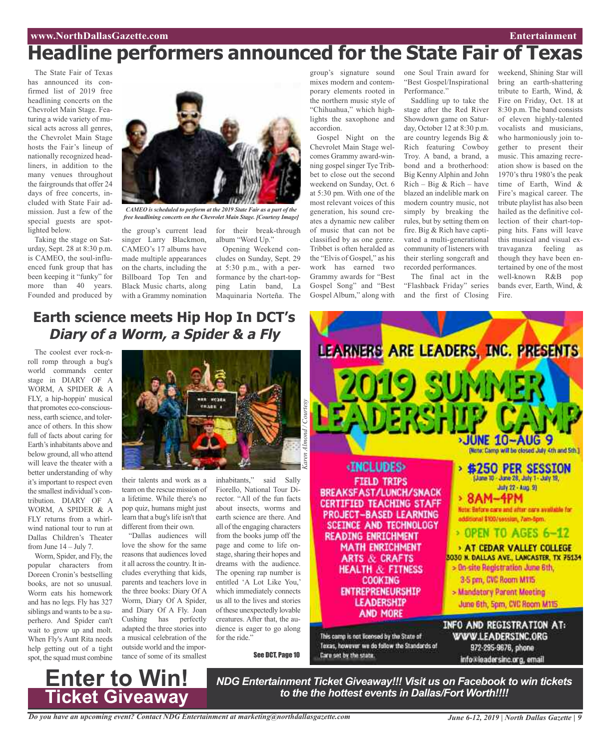# Headline performers announced for the State Fair of Texas

The State Fair of Texas has announced its confirmed list of 2019 free headlining concerts on the Chevrolet Main Stage. Featuring a wide variety of musical acts across all genres, the Chevrolet Main Stage hosts the Fair's lineup of nationally recognized headliners, in addition to the many venues throughout the fairgrounds that offer 24 days of free concerts, included with State Fair admission. Just a few of the special guests are spotlighted below.

*CAMEO is scheduled to perform at the 2019 State Fair as a part of the free headlining concerts on the Chevrolet Main Stage. [Courtesy Image]*

Taking the stage on Saturday, Sept. 28 at 8:30 p.m. is CAMEO, the soul-influenced funk group that has been keeping it "funky" for more than 40 years. Founded and produced by the group's current lead singer Larry Blackmon, CAMEO's 17 albums have made multiple appearances on the charts, including the Billboard Top Ten and Black Music charts, along with a Grammy nomination for their break-through album "Word Up."

Opening Weekend concludes on Sunday, Sept. 29 at 5:30 p.m., with a performance by the chart-topping Latin band, La Maquinaria Norteña. The group's signature sound mixes modern and contemporary elements rooted in the northern music style of "Chihuahua," which highlights the saxophone and accordion.

Gospel Night on the Chevrolet Main Stage welcomes Grammy award-winning gospel singer Tye Tribbet to close out the second weekend on Sunday, Oct. 6 at 5:30 pm. With one of the most relevant voices of this generation, his sound creates a dynamic new caliber of music that can not be classified by as one genre. Tribbet is often heralded as the "Elvis of Gospel," as his work has earned two Grammy awards for "Best Gospel Song" and "Best Gospel Album," along with one Soul Train award for "Best Gospel/Inspirational Performance."

Saddling up to take the stage after the Red River Showdown game on Saturday, October 12 at 8:30 p.m. are country legends Big & Rich featuring Cowboy Troy. A band, a brand, a bond and a brotherhood: Big Kenny Alphin and John Rich – Big & Rich – have blazed an indelible mark on modern country music, not simply by breaking the rules, but by setting them on fire. Big & Rich have captivated a multi-generational community of listeners with their sterling songcraft and recorded performances.

The final act in the "Flashback Friday" series and the first of Closing weekend, Shining Star will bring an earth-shattering tribute to Earth, Wind, & Fire on Friday, Oct. 18 at 8:30 p.m. The band consists of eleven highly-talented vocalists and musicians, who harmoniously join together to present their music. This amazing recreation show is based on the 1970's thru 1980's the peak time of Earth, Wind & Fire's magical career. The tribute playlist has also been hailed as the definitive collection of their chart-topping hits. Fans will leave this musical and visual extravaganza feeling as though they have been entertained by one of the most well-known R&B pop bands ever, Earth, Wind, & Fire.

## Earth science meets Hip Hop In DCT's *Diary of a Worm, a Spider & a Fly*

*Karen Almond / Courtesy*

The coolest ever rock-n-roll romp through a bug's world commands center stage in DIARY OF A WORM, A SPIDER & A FLY, a hip-hoppin' musical that promotes eco-consciousness, earth science, and tolerance of others. In this show full of facts about caring for Earth's inhabitants above and below ground, all who attend will leave the theater with a better understanding of why it's important to respect even the smallest individual's contribution. DIARY OF A WORM, A SPIDER & A FLY returns from a whirlwind national tour to run at Dallas Children's Theater from June 14 – July 7.

Worm, Spider, and Fly, the popular characters from Doreen Cronin's bestselling books, are not so unusual. Worm eats his homework and has no legs. Fly has 327 siblings and wants to be a superhero. And Spider can't wait to grow up and molt. When Fly's Aunt Rita needs help getting out of a tight spot, the squad must combine their talents and work as a team on the rescue mission of a lifetime. While there's no pop quiz, humans might just learn that a bug's life isn't that different from their own.

"Dallas audiences will love the show for the same reasons that audiences loved it all across the country. It includes everything that kids, parents and teachers love in the three books: Diary Of A Worm, Diary Of A Spider, and Diary Of A Fly. Joan Cushing has perfectly adapted the three stories into a musical celebration of the outside world and the importance of some of its smallest inhabitants," said Sally Fiorello, National Tour Director. "All of the fun facts about insects, worms and earth science are there. And all of the engaging characters from the books jump off the page and come to life onstage, sharing their hopes and dreams with the audience. The opening rap number is entitled 'A Lot Like You,' which immediately connects us all to the lives and stories of these unexpectedly lovable creatures. After that, the audience is eager to go along for the ride."

See DCT, Page 10

LEARNERS ARE LEADERS, INC. PRESENTS

**2019 SUMMER LEADERSHIP CAMP**

›JUNE 10–AUG 9
(Note: Camp will be closed July 4th and 5th.)

‹INCLUDES›
FIELD TRIPS
BREAKSFAST/LUNCH/SNACK
CERTIFIED TEACHING STAFF
PROJECT-BASED LEARNING
SCEINCE AND TECHNOLOGY
READING ENRICHMENT
MATH ENRICHMENT
ARTS & CRAFTS
HEALTH & FITNESS
COOKING
ENTREPRENEURSHIP
LEADERSHIP
AND MORE

› $250 PER SESSION
(June 10 - June 28, July 1 - July 19, July 22 - Aug. 9)

› 8AM–4PM
Note: Before care and after care available for additional $100/session, 7am-6pm.

› OPEN TO AGES 6–12

› AT CEDAR VALLEY COLLEGE
3030 N. DALLAS AVE., LANCASTER, TX 75134

> On-site Registration June 6th, 3-5 pm, CVC Room M115

> Mandatory Parent Meeting June 6th, 5pm, CVC Room M115

This camp is not licensed by the State of Texas, however we do follow the Standards of Care set by the state.

INFO AND REGISTRATION AT:
WWW.LEADERSINC.ORG
972-295-9676, phone
info@leadersinc.org, email

**Enter to Win!**
**Ticket Giveaway**

***NDG Entertainment Ticket Giveaway!!! Visit us on Facebook to win tickets to the the hottest events in Dallas/Fort Worth!!!!***

*Do you have an upcoming event? Contact NDG Entertainment at marketing@northdallasgazette.com*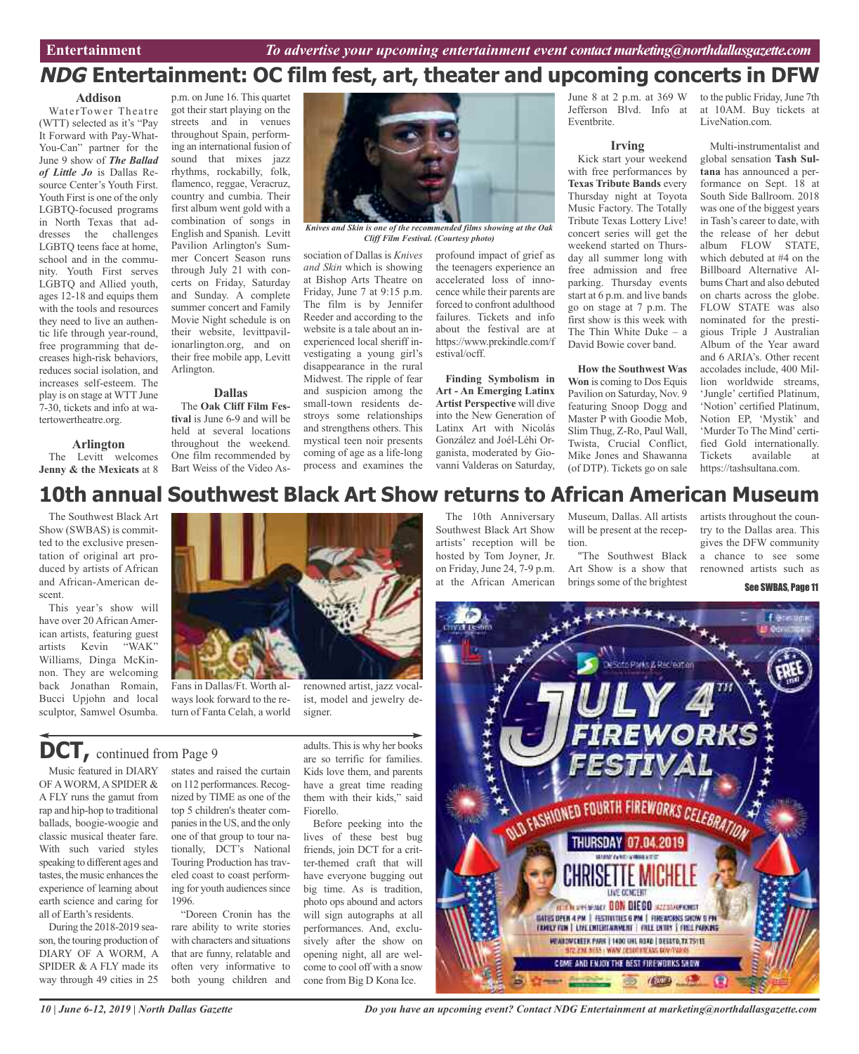# *NDG* Entertainment: OC film fest, art, theater and upcoming concerts in DFW

### Addison

WaterTower Theatre (WTT) selected as it's "Pay It Forward with Pay-What-You-Can" partner for the June 9 show of ***The Ballad of Little Jo*** is Dallas Resource Center's Youth First. Youth First is one of the only LGBTQ-focused programs in North Texas that addresses the challenges LGBTQ teens face at home, school and in the community. Youth First serves LGBTQ and Allied youth, ages 12-18 and equips them with the tools and resources they need to live an authentic life through year-round, free programming that decreases high-risk behaviors, reduces social isolation, and increases self-esteem. The play is on stage at WTT June 7-30, tickets and info at watertowertheatre.org.

### Arlington

The Levitt welcomes **Jenny & the Mexicats** at 8 p.m. on June 16. This quartet got their start playing on the streets and in venues throughout Spain, performing an international fusion of sound that mixes jazz rhythms, rockabilly, folk, flamenco, reggae, Veracruz, country and cumbia. Their first album went gold with a combination of songs in English and Spanish. Levitt Pavilion Arlington's Summer Concert Season runs through July 21 with concerts on Friday, Saturday and Sunday. A complete summer concert and Family Movie Night schedule is on their website, levittpavilionarlington.org, and on their free mobile app, Levitt Arlington.

### Dallas

The **Oak Cliff Film Festival** is June 6-9 and will be held at several locations throughout the weekend. One film recommended by Bart Weiss of the Video Association of Dallas is *Knives and Skin* which is showing at Bishop Arts Theatre on Friday, June 7 at 9:15 p.m. The film is by Jennifer Reeder and according to the website is a tale about an inexperienced local sheriff investigating a young girl's disappearance in the rural Midwest. The ripple of fear and suspicion among the small-town residents destroys some relationships and strengthens others. This mystical teen noir presents coming of age as a life-long process and examines the profound impact of grief as the teenagers experience an accelerated loss of innocence while their parents are forced to confront adulthood failures. Tickets and info about the festival are at https://www.prekindle.com/festival/ocff.

*Knives and Skin is one of the recommended films showing at the Oak Cliff Film Festival. (Courtesy photo)*

**Finding Symbolism in Art - An Emerging Latinx Artist Perspective** will dive into the New Generation of Latinx Art with Nicolás González and Joél-Léhi Organista, moderated by Giovanni Valderas on Saturday, June 8 at 2 p.m. at 369 W Jefferson Blvd. Info at Eventbrite.

### Irving

Kick start your weekend with free performances by **Texas Tribute Bands** every Thursday night at Toyota Music Factory. The Totally Tribute Texas Lottery Live! concert series will get the weekend started on Thursday all summer long with free admission and free parking. Thursday events start at 6 p.m. and live bands go on stage at 7 p.m. The first show is this week with The Thin White Duke – a David Bowie cover band.

**How the Southwest Was Won** is coming to Dos Equis Pavilion on Saturday, Nov. 9 featuring Snoop Dogg and Master P with Goodie Mob, Slim Thug, Z-Ro, Paul Wall, Twista, Crucial Conflict, Mike Jones and Shawanna (of DTP). Tickets go on sale to the public Friday, June 7th at 10AM. Buy tickets at LiveNation.com.

Multi-instrumentalist and global sensation **Tash Sultana** has announced a performance on Sept. 18 at South Side Ballroom. 2018 was one of the biggest years in Tash's career to date, with the release of her debut album FLOW STATE, which debuted at #4 on the Billboard Alternative Albums Chart and also debuted on charts across the globe. FLOW STATE was also nominated for the prestigious Triple J Australian Album of the Year award and 6 ARIA's. Other recent accolades include, 400 Million worldwide streams, 'Jungle' certified Platinum, 'Notion' certified Platinum, Notion EP, 'Mystik' and 'Murder To The Mind' certified Gold internationally. Tickets available at https://tashsultana.com.

# 10th annual Southwest Black Art Show returns to African American Museum

The Southwest Black Art Show (SWBAS) is committed to the exclusive presentation of original art produced by artists of African and African-American descent.

This year's show will have over 20 African American artists, featuring guest artists Kevin "WAK" Williams, Dinga McKinnon. They are welcoming back Jonathan Romain, Bucci Upjohn and local sculptor, Samwel Osumba.

Fans in Dallas/Ft. Worth always look forward to the return of Fanta Celah, a world renowned artist, jazz vocalist, model and jewelry designer.

The 10th Anniversary Southwest Black Art Show artists' reception will be hosted by Tom Joyner, Jr. on Friday, June 24, 7-9 p.m. at the African American Museum, Dallas. All artists will be present at the reception.

"The Southwest Black Art Show is a show that brings some of the brightest artists throughout the country to the Dallas area. This gives the DFW community a chance to see some renowned artists such as

See SWBAS, Page 11

# DCT, continued from Page 9

Music featured in DIARY OF A WORM, A SPIDER & A FLY runs the gamut from rap and hip-hop to traditional ballads, boogie-woogie and classic musical theater fare. With such varied styles speaking to different ages and tastes, the music enhances the experience of learning about earth science and caring for all of Earth's residents.

During the 2018-2019 season, the touring production of DIARY OF A WORM, A SPIDER & A FLY made its way through 49 cities in 25 states and raised the curtain on 112 performances. Recognized by TIME as one of the top 5 children's theater companies in the US, and the only one of that group to tour nationally, DCT's National Touring Production has traveled coast to coast performing for youth audiences since 1996.

"Doreen Cronin has the rare ability to write stories with characters and situations that are funny, relatable and often very informative to both young children and adults. This is why her books are so terrific for families. Kids love them, and parents have a great time reading them with their kids," said Fiorello.

Before peeking into the lives of these best bug friends, join DCT for a critter-themed craft that will have everyone bugging out big time. As is tradition, photo ops abound and actors will sign autographs at all performances. And, exclusively after the show on opening night, all are welcome to cool off with a snow cone from Big D Kona Ice.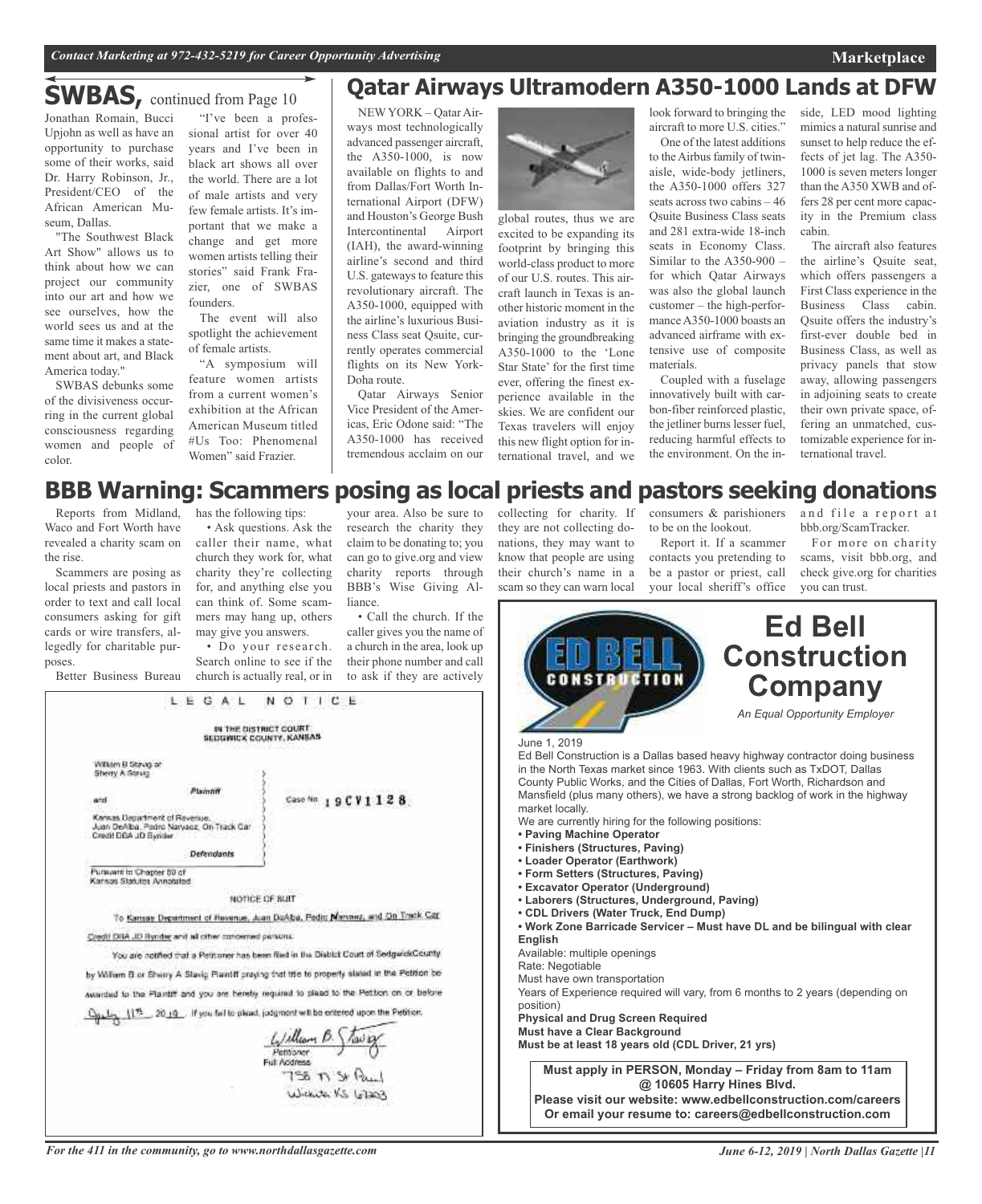## SWBAS, continued from Page 10

Jonathan Romain, Bucci Upjohn as well as have an opportunity to purchase some of their works, said Dr. Harry Robinson, Jr., President/CEO of the African American Museum, Dallas.

"The Southwest Black Art Show" allows us to think about how we can project our community into our art and how we see ourselves, how the world sees us and at the same time it makes a statement about art, and Black America today."

SWBAS debunks some of the divisiveness occurring in the current global consciousness regarding women and people of color.

"I've been a professional artist for over 40 years and I've been in black art shows all over the world. There are a lot of male artists and very few female artists. It's important that we make a change and get more women artists telling their stories" said Frank Frazier, one of SWBAS founders.

The event will also spotlight the achievement of female artists.

"A symposium will feature women artists from a current women's exhibition at the African American Museum titled #Us Too: Phenomenal Women" said Frazier.

## Qatar Airways Ultramodern A350-1000 Lands at DFW

NEW YORK – Qatar Airways most technologically advanced passenger aircraft, the A350-1000, is now available on flights to and from Dallas/Fort Worth International Airport (DFW) and Houston's George Bush Intercontinental Airport (IAH), the award-winning airline's second and third U.S. gateways to feature this revolutionary aircraft. The A350-1000, equipped with the airline's luxurious Business Class seat Qsuite, currently operates commercial flights on its New York-Doha route.

Qatar Airways Senior Vice President of the Americas, Eric Odone said: "The A350-1000 has received tremendous acclaim on our global routes, thus we are excited to be expanding its footprint by bringing this world-class product to more of our U.S. routes. This aircraft launch in Texas is another historic moment in the aviation industry as it is bringing the groundbreaking A350-1000 to the 'Lone Star State' for the first time ever, offering the finest experience available in the skies. We are confident our Texas travelers will enjoy this new flight option for international travel, and we look forward to bringing the aircraft to more U.S. cities."

One of the latest additions to the Airbus family of twin-aisle, wide-body jetliners, the A350-1000 offers 327 seats across two cabins – 46 Qsuite Business Class seats and 281 extra-wide 18-inch seats in Economy Class. Similar to the A350-900 – for which Qatar Airways was also the global launch customer – the high-performance A350-1000 boasts an advanced airframe with extensive use of composite materials.

Coupled with a fuselage innovatively built with carbon-fiber reinforced plastic, the jetliner burns lesser fuel, reducing harmful effects to the environment. On the inside, LED mood lighting mimics a natural sunrise and sunset to help reduce the effects of jet lag. The A350-1000 is seven meters longer than the A350 XWB and offers 28 per cent more capacity in the Premium class cabin.

The aircraft also features the airline's Qsuite seat, which offers passengers a First Class experience in the Business Class cabin. Qsuite offers the industry's first-ever double bed in Business Class, as well as privacy panels that stow away, allowing passengers in adjoining seats to create their own private space, offering an unmatched, customizable experience for international travel.

## BBB Warning: Scammers posing as local priests and pastors seeking donations

Reports from Midland, Waco and Fort Worth have revealed a charity scam on the rise.

Scammers are posing as local priests and pastors in order to text and call local consumers asking for gift cards or wire transfers, allegedly for charitable purposes.

Better Business Bureau has the following tips:

- Ask questions. Ask the caller their name, what church they work for, what charity they're collecting for, and anything else you can think of. Some scammers may hang up, others may give you answers.
- Do your research. Search online to see if the church is actually real, or in your area. Also be sure to research the charity they claim to be donating to; you can go to give.org and view charity reports through BBB's Wise Giving Alliance.
- Call the church. If the caller gives you the name of a church in the area, look up their phone number and call to ask if they are actively collecting for charity. If they are not collecting donations, they may want to know that people are using their church's name in a scam so they can warn local consumers & parishioners to be on the lookout.

Report it. If a scammer contacts you pretending to be a pastor or priest, call your local sheriff's office and file a report at bbb.org/ScamTracker.

For more on charity scams, visit bbb.org, and check give.org for charities you can trust.

### LEGAL NOTICE

IN THE DISTRICT COURT
SEDGWICK COUNTY, KANSAS

William B Stavig or Sherry A Stavig
Plaintiff

and

Kansas Department of Revenue, Juan DeAlba, Pedro Narvaez, On Track Car Credit DBA JD Rynder
Defendants

Case No. 19CV1128

Pursuant to Chapter 60 of Kansas Statutes Annotated

NOTICE OF SUIT

To Kansas Department of Revenue, Juan DeAlba, Pedro Narvaez, and On Track Car Credit DBA JD Rynder and all other concerned persons:

You are notified that a Petitioner has been filed in the District Court of SedgwickCounty by William B or Sherry A Stavig Plaintiff praying that title to property stated in the Petition be awarded to the Plaintiff and you are hereby required to plead to the Petition on or before July 11th 2019. If you fail to plead, judgment will be entered upon the Petition.

William B. Stavig
Petitioner
Full Address
758 N St Paul
Wichita KS 67203

### Ed Bell Construction Company

*An Equal Opportunity Employer*

June 1, 2019

Ed Bell Construction is a Dallas based heavy highway contractor doing business in the North Texas market since 1963. With clients such as TxDOT, Dallas County Public Works, and the Cities of Dallas, Fort Worth, Richardson and Mansfield (plus many others), we have a strong backlog of work in the highway market locally.

We are currently hiring for the following positions:

- **Paving Machine Operator**
- **Finishers (Structures, Paving)**
- **Loader Operator (Earthwork)**
- **Form Setters (Structures, Paving)**
- **Excavator Operator (Underground)**
- **Laborers (Structures, Underground, Paving)**
- **CDL Drivers (Water Truck, End Dump)**
- **Work Zone Barricade Servicer – Must have DL and be bilingual with clear English**

Available: multiple openings
Rate: Negotiable
Must have own transportation
Years of Experience required will vary, from 6 months to 2 years (depending on position)
**Physical and Drug Screen Required**
**Must have a Clear Background**
**Must be at least 18 years old (CDL Driver, 21 yrs)**

**Must apply in PERSON, Monday – Friday from 8am to 11am @ 10605 Harry Hines Blvd.**
**Please visit our website: www.edbellconstruction.com/careers**
**Or email your resume to: careers@edbellconstruction.com**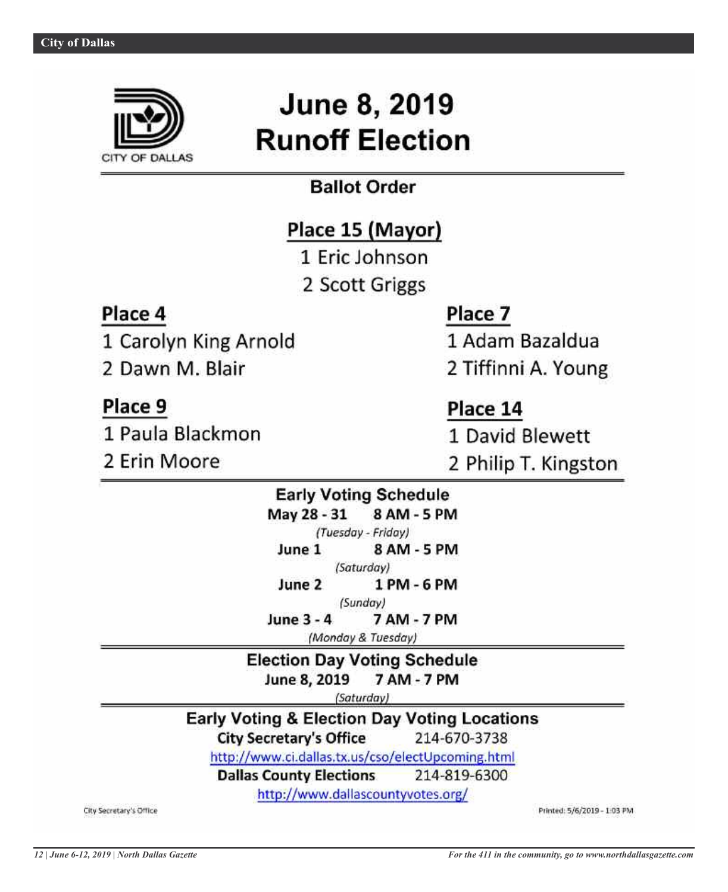CITY OF DALLAS

# June 8, 2019 Runoff Election

## Ballot Order

### Place 15 (Mayor)

1 Eric Johnson
2 Scott Griggs

### Place 4

1 Carolyn King Arnold
2 Dawn M. Blair

### Place 7

1 Adam Bazaldua
2 Tiffinni A. Young

### Place 9

1 Paula Blackmon
2 Erin Moore

### Place 14

1 David Blewett
2 Philip T. Kingston

## Early Voting Schedule

**May 28 - 31** **8 AM - 5 PM**
*(Tuesday - Friday)*

**June 1** **8 AM - 5 PM**
*(Saturday)*

**June 2** **1 PM - 6 PM**
*(Sunday)*

**June 3 - 4** **7 AM - 7 PM**
*(Monday & Tuesday)*

## Election Day Voting Schedule

**June 8, 2019** **7 AM - 7 PM**
*(Saturday)*

## Early Voting & Election Day Voting Locations

**City Secretary's Office** 214-670-3738
http://www.ci.dallas.tx.us/cso/electUpcoming.html

**Dallas County Elections** 214-819-6300
http://www.dallascountyvotes.org/

City Secretary's Office

Printed: 5/6/2019 - 1:03 PM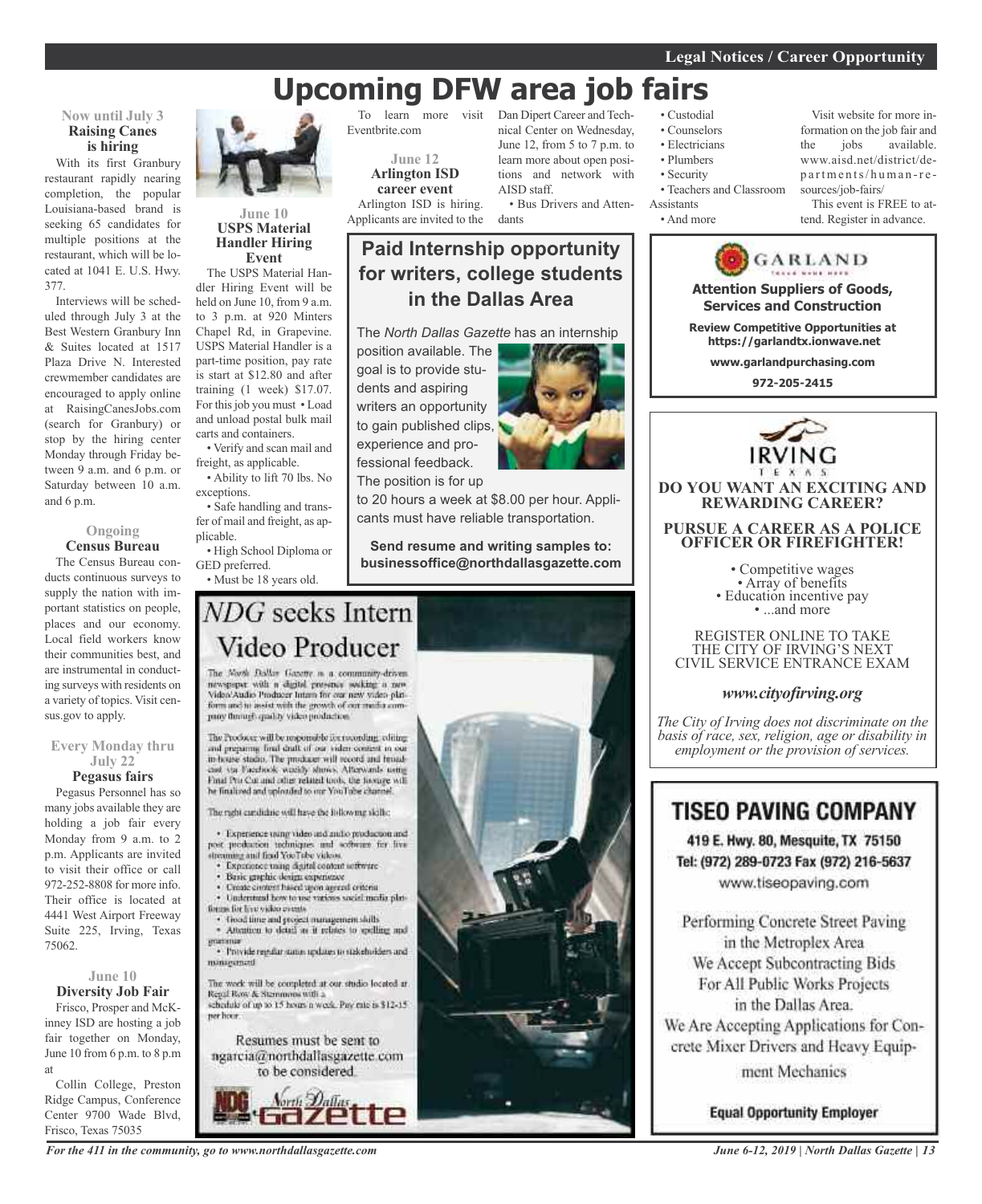# Upcoming DFW area job fairs

### Now until July 3
**Raising Canes is hiring**

With its first Granbury restaurant rapidly nearing completion, the popular Louisiana-based brand is seeking 65 candidates for multiple positions at the restaurant, which will be located at 1041 E. U.S. Hwy. 377.

Interviews will be scheduled through July 3 at the Best Western Granbury Inn & Suites located at 1517 Plaza Drive N. Interested crewmember candidates are encouraged to apply online at RaisingCanesJobs.com (search for Granbury) or stop by the hiring center Monday through Friday between 9 a.m. and 6 p.m. or Saturday between 10 a.m. and 6 p.m.

### Ongoing
**Census Bureau**

The Census Bureau conducts continuous surveys to supply the nation with important statistics on people, places and our economy. Local field workers know their communities best, and are instrumental in conducting surveys with residents on a variety of topics. Visit census.gov to apply.

### Every Monday thru July 22
**Pegasus fairs**

Pegasus Personnel has so many jobs available they are holding a job fair every Monday from 9 a.m. to 2 p.m. Applicants are invited to visit their office or call 972-252-8808 for more info. Their office is located at 4441 West Airport Freeway Suite 225, Irving, Texas 75062.

### June 10
**Diversity Job Fair**

Frisco, Prosper and McKinney ISD are hosting a job fair together on Monday, June 10 from 6 p.m. to 8 p.m at

Collin College, Preston Ridge Campus, Conference Center 9700 Wade Blvd, Frisco, Texas 75035

### June 10
**USPS Material Handler Hiring Event**

The USPS Material Handler Hiring Event will be held on June 10, from 9 a.m. to 3 p.m. at 920 Minters Chapel Rd, in Grapevine. USPS Material Handler is a part-time position, pay rate is start at $12.80 and after training (1 week) $17.07. For this job you must

- Load and unload postal bulk mail carts and containers.
- Verify and scan mail and freight, as applicable.
- Ability to lift 70 lbs. No exceptions.
- Safe handling and transfer of mail and freight, as applicable.
- High School Diploma or GED preferred.
- Must be 18 years old.

To learn more visit Eventbrite.com

### June 12
**Arlington ISD career event**

Arlington ISD is hiring. Applicants are invited to the Dan Dipert Career and Technical Center on Wednesday, June 12, from 5 to 7 p.m. to learn more about open positions and network with AISD staff.

- Bus Drivers and Attendants
- Custodial
- Counselors
- Electricians
- Plumbers
- Security
- Teachers and Classroom Assistants
- And more

Visit website for more information on the job fair and the jobs available. www.aisd.net/district/departments/human-resources/job-fairs/

This event is FREE to attend. Register in advance.

## Paid Internship opportunity for writers, college students in the Dallas Area

The *North Dallas Gazette* has an internship position available. The goal is to provide students and aspiring writers an opportunity to gain published clips, experience and professional feedback. The position is for up to 20 hours a week at $8.00 per hour. Applicants must have reliable transportation.

**Send resume and writing samples to: businessoffice@northdallasgazette.com**

## *NDG* seeks Intern Video Producer

The North Dallas Gazette is a community-driven newspaper with a digital presence seeking a new Video/Audio Producer Intern for our new video platform and to assist with the growth of our media company through quality video production.

The Producer will be responsible for recording, editing and preparing final draft of our video content in our in-house studio. The producer will record and broadcast via Facebook weekly shows. Afterwards using Final Pro Cut and other related tools, the footage will be finalized and uploaded to our YouTube channel.

The right candidate will have the following skills:

- Experience using video and audio production and post production techniques and software for live streaming and final YouTube videos.
- Experience using digital content software
- Basic graphic design experience
- Create content based upon agreed criteria
- Understand how to use various social media platforms for live video events
- Good time and project management skills
- Attention to detail as it relates to spelling and grammar
- Provide regular status updates to stakeholders and management

The work will be completed at our studio located at Regal Row & Stemmons with a schedule of up to 15 hours a week. Pay rate is $12-15 per hour.

Resumes must be sent to ngarcia@northdallasgazette.com to be considered.

North Dallas Gazette

## GARLAND

**Attention Suppliers of Goods, Services and Construction**

**Review Competitive Opportunities at https://garlandtx.ionwave.net**

**www.garlandpurchasing.com**

**972-205-2415**

## IRVING TEXAS

**DO YOU WANT AN EXCITING AND REWARDING CAREER?**

**PURSUE A CAREER AS A POLICE OFFICER OR FIREFIGHTER!**

- Competitive wages
- Array of benefits
- Education incentive pay
- ...and more

REGISTER ONLINE TO TAKE THE CITY OF IRVING'S NEXT CIVIL SERVICE ENTRANCE EXAM

***www.cityofirving.org***

*The City of Irving does not discriminate on the basis of race, sex, religion, age or disability in employment or the provision of services.*

## TISEO PAVING COMPANY

**419 E. Hwy. 80, Mesquite, TX 75150**
**Tel: (972) 289-0723 Fax (972) 216-5637**
www.tiseopaving.com

Performing Concrete Street Paving in the Metroplex Area
We Accept Subcontracting Bids For All Public Works Projects in the Dallas Area.
We Are Accepting Applications for Concrete Mixer Drivers and Heavy Equipment Mechanics

**Equal Opportunity Employer**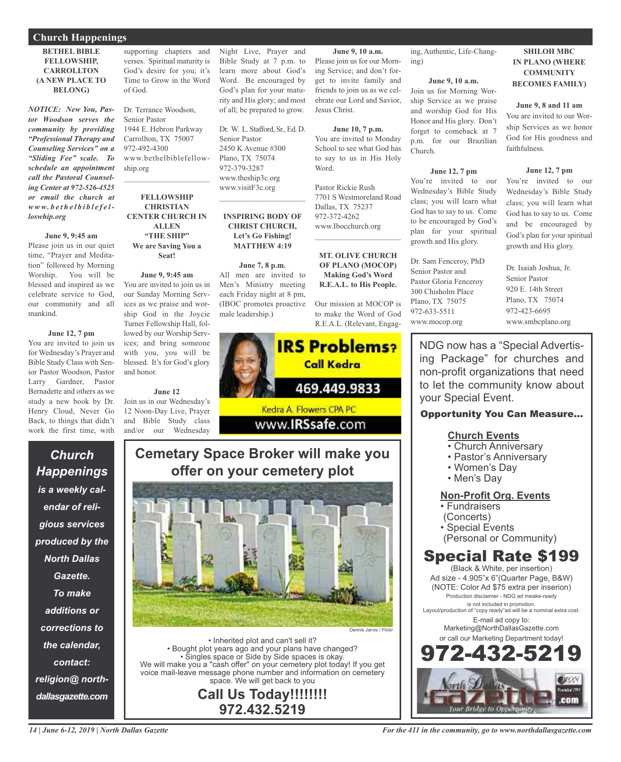## Church Happenings

**BETHEL BIBLE FELLOWSHIP, CARROLLTON (A NEW PLACE TO BELONG)**

***NOTICE: New You, Pastor Woodson serves the community by providing "Professional Therapy and Counseling Services" on a "Sliding Fee" scale. To schedule an appointment call the Pastoral Counseling Center at 972-526-4525 or email the church at www.bethelbiblefelloswhip.org***

**June 9, 9:45 am**
Please join us in our quiet time, "Prayer and Meditation" followed by Morning Worship. You will be blessed and inspired as we celebrate service to God, our community and all mankind.

**June 12, 7 pm**
You are invited to join us for Wednesday's Prayer and Bible Study Class with Senior Pastor Woodson, Pastor Larry Gardner, Pastor Bernadette and others as we study a new book by Dr. Henry Cloud, Never Go Back, to things that didn't work the first time, with supporting chapters and verses. Spiritual maturity is God's desire for you; it's Time to Grow in the Word of God.

Dr. Terrance Woodson,
Senior Pastor
1944 E. Hebron Parkway
Carrollton, TX 75007
972-492-4300
www.bethelbiblefellowship.org

---

**FELLOWSHIP CHRISTIAN CENTER CHURCH IN ALLEN "THE SHIP" We are Saving You a Seat!**

**June 9, 9:45 am**
You are invited to join us in our Sunday Morning Services as we praise and worship God in the Joycie Turner Fellowship Hall, followed by our Worship Services; and bring someone with you, you will be blessed. It's for God's glory and honor.

**June 12**
Join us in our Wednesday's 12 Noon-Day Live, Prayer and Bible Study class and/or our Wednesday Night Live, Prayer and Bible Study at 7 p.m. to learn more about God's Word. Be encouraged by God's plan for your maturity and His glory; and most of all; be prepared to grow.

Dr. W. L. Stafford, Sr., Ed. D.
Senior Pastor
2450 K Avenue #300
Plano, TX 75074
972-379-3287
www.theship3c.org
www.visitF3c.org

---

**INSPIRING BODY OF CHRIST CHURCH, Let's Go Fishing! MATTHEW 4:19**

**June 7, 8 p.m.**
All men are invited to Men's Ministry meeting each Friday night at 8 pm, (IBOC promotes proactive male leadership.)

**June 9, 10 a.m.**
Please join us for our Morning Service; and don't forget to invite family and friends to join us as we celebrate our Lord and Savior, Jesus Christ.

**June 10, 7 p.m.**
You are invited to Monday School to see what God has to say to us in His Holy Word.

Pastor Rickie Rush
7701 S Westmoreland Road
Dallas, TX 75237
972-372-4262
www.Ibocchurch.org

---

**MT. OLIVE CHURCH OF PLANO (MOCOP) Making God's Word R.E.A.L. to His People.**

Our mission at MOCOP is to make the Word of God R.E.A.L. (Relevant, Engaging, Authentic, Life-Changing)

**June 9, 10 a.m.**
Join us for Morning Worship Service as we praise and worship God for His Honor and His glory. Don't forget to comeback at 7 p.m. for our Brazilian Church.

**June 12, 7 pm**
You're invited to our Wednesday's Bible Study class; you will learn what God has to say to us. Come to be encouraged by God's plan for your spiritual growth and His glory.

Dr. Sam Fenceroy, PhD
Senior Pastor and
Pastor Gloria Fenceroy
300 Chisholm Place
Plano, TX 75075
972-633-5511
www.mocop.org

---

**SHILOH MBC IN PLANO (WHERE COMMUNITY BECOMES FAMILY)**

**June 9, 8 and 11 am**
You are invited to our Worship Services as we honor God for His goodness and faithfulness.

**June 12, 7 pm**
You're invited to our Wednesday's Bible Study class; you will learn what God has to say to us. Come and be encouraged by God's plan for your spiritual growth and His glory.

Dr. Isaiah Joshua, Jr.
Senior Pastor
920 E. 14th Street
Plano, TX 75074
972-423-6695
www.smbcplano.org

---

**IRS Problems? Call Kedra**
469.449.9833
Kedra A. Flowers CPA PC
www.IRSsafe.com

---

***Church Happenings is a weekly calendar of religious services produced by the North Dallas Gazette. To make additions or corrections to the calendar, contact: religion@northdallasgazette.com***

---

## Cemetary Space Broker will make you offer on your cemetery plot

Dennis Jarvis / Flickr

- Inherited plot and can't sell it?
- Bought plot years ago and your plans have changed?
- Singles space or Side by Side spaces is okay.

We will make you a "cash offer" on your cemetery plot today! If you get voice mail-leave message phone number and information on cemetery space. We will get back to you

**Call Us Today!!!!!!!!**
**972.432.5219**

---

NDG now has a "Special Advertising Package" for churches and non-profit organizations that need to let the community know about your Special Event.

**Opportunity You Can Measure...**

**Church Events**
- Church Anniversary
- Pastor's Anniversary
- Women's Day
- Men's Day

**Non-Profit Org. Events**
- Fundraisers (Concerts)
- Special Events (Personal or Community)

**Special Rate $199**
(Black & White, per insertion)
Ad size - 4.905"x 6"(Quarter Page, B&W)
(NOTE: Color Ad $75 extra per inserion)
Production disclaimer - NDG ad meake-ready is not included in promotion.
Layout/production of "copy ready"ad will be a nominal extra cost.
E-mail ad copy to:
Marketing@NorthDallasGazette.com
or call our Marketing Department today!
**972-432-5219**

North Dallas Gazette .com — Your Bridge to Opportunity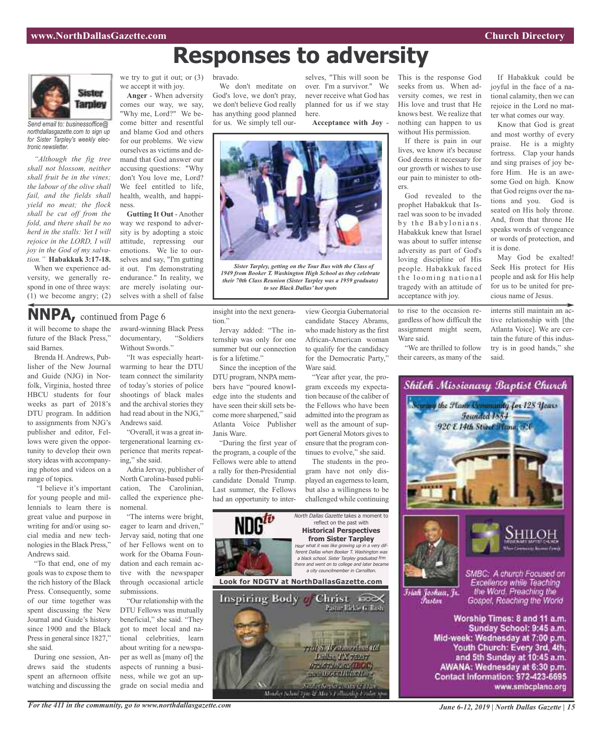# Responses to adversity

*Send email to: businessoffice@northdallasgazette.com to sign up for Sister Tarpley's weekly electronic newsletter.*

*"Although the fig tree shall not blossom, neither shall fruit be in the vines; the labour of the olive shall fail, and the fields shall yield no meat; the flock shall be cut off from the fold, and there shall be no herd in the stalls: Yet I will rejoice in the LORD, I will joy in the God of my salvation."* **Habakkuk 3:17-18.**

When we experience adversity, we generally respond in one of three ways: (1) we become angry; (2) we try to gut it out; or (3) we accept it with joy.

**Anger** - When adversity comes our way, we say, "Why me, Lord?" We become bitter and resentful and blame God and others for our problems. We view ourselves as victims and demand that God answer our accusing questions: "Why don't You love me, Lord? We feel entitled to life, health, wealth, and happiness.

**Gutting It Out** - Another way we respond to adversity is by adopting a stoic attitude, repressing our emotions. We lie to ourselves and say, "I'm gutting it out. I'm demonstrating endurance." In reality, we are merely isolating ourselves with a shell of false bravado.

We don't meditate on God's love, we don't pray, we don't believe God really has anything good planned for us. We simply tell ourselves, "This will soon be over. I'm a survivor." We never receive what God has planned for us if we stay here.

**Acceptance with Joy** - This is the response God seeks from us. When adversity comes, we rest in His love and trust that He knows best. We realize that nothing can happen to us without His permission.

If there is pain in our lives, we know it's because God deems it necessary for our growth or wishes to use our pain to minister to others.

God revealed to the prophet Habakkuk that Israel was soon to be invaded by the Babylonians. Habakkuk knew that Israel was about to suffer intense adversity as part of God's loving discipline of His people. Habakkuk faced the looming national tragedy with an attitude of acceptance with joy.

If Habakkuk could be joyful in the face of a national calamity, then we can rejoice in the Lord no matter what comes our way.

Know that God is great and most worthy of every praise. He is a mighty fortress. Clap your hands and sing praises of joy before Him. He is an awesome God on high. Know that God reigns over the nations and you. God is seated on His holy throne. And, from that throne He speaks words of vengeance or words of protection, and it is done.

May God be exalted! Seek His protect for His people and ask for His help for us to be united for precious name of Jesus.

*Sister Tarpley, getting on the Tour Bus with the Class of 1949 from Booker T. Washington High School as they celebrate their 70th Class Reunion (Sister Tarpley was a 1959 graduate) to see Black Dallas' hot spots*

## NNPA, continued from Page 6

it will become to shape the future of the Black Press," said Barnes.

Brenda H. Andrews, Publisher of the New Journal and Guide (NJG) in Norfolk, Virginia, hosted three HBCU students for four weeks as part of 2018's DTU program. In addition to assignments from NJG's publisher and editor, Fellows were given the opportunity to develop their own story ideas with accompanying photos and videos on a range of topics.

"I believe it's important for young people and millennials to learn there is great value and purpose in writing for and/or using social media and new technologies in the Black Press," Andrews said.

"To that end, one of my goals was to expose them to the rich history of the Black Press. Consequently, some of our time together was spent discussing the New Journal and Guide's history since 1900 and the Black Press in general since 1827," she said.

During one session, Andrews said the students spent an afternoon offsite watching and discussing the award-winning Black Press documentary, "Soldiers Without Swords."

"It was especially heartwarming to hear the DTU team connect the similarity of today's stories of police shootings of black males and the archival stories they had read about in the NJG," Andrews said.

"Overall, it was a great intergenerational learning experience that merits repeating," she said.

Adria Jervay, publisher of North Carolina-based publication, The Carolinian, called the experience phenomenal.

"The interns were bright, eager to learn and driven," Jervay said, noting that one of her Fellows went on to work for the Obama Foundation and each remain active with the newspaper through occasional article submissions.

"Our relationship with the DTU Fellows was mutually beneficial," she said. "They got to meet local and national celebrities, learn about writing for a newspaper as well as [many of] the aspects of running a business, while we got an upgrade on social media and insight into the next generation."

Jervay added: "The internship was only for one summer but our connection is for a lifetime."

Since the inception of the DTU program, NNPA members have "poured knowledge into the students and have seen their skill sets become more sharpened," said Atlanta Voice Publisher Janis Ware.

"During the first year of the program, a couple of the Fellows were able to attend a rally for then-Presidential candidate Donald Trump. Last summer, the Fellows had an opportunity to interview Georgia Gubernatorial candidate Stacey Abrams, who made history as the first African-American woman to qualify for the candidacy for the Democratic Party," Ware said.

"Year after year, the program exceeds my expectation because of the caliber of the Fellows who have been admitted into the program as well as the amount of support General Motors gives to ensure that the program continues to evolve," she said.

The students in the program have not only displayed an eagerness to learn, but also a willingness to be challenged while continuing to rise to the occasion regardless of how difficult the assignment might seem, Ware said.

"We are thrilled to follow their careers, as many of the interns still maintain an active relationship with [the Atlanta Voice]. We are certain the future of this industry is in good hands," she said.

---

**NDG tv**

*North Dallas Gazette* takes a moment to reflect on the past with

**Historical Perspectives from Sister Tarpley**

*Hear what it was like growing up in a very different Dallas when Booker T. Washington was a black school. Sister Tarpley graduated frm there and went on to college and later became a city councilmember in Carrollton.*

**Look for NDGTV at NorthDallasGazette.com**

---

**Inspiring Body of Christ**
Pastor Rickie G. Rush

7701 S. Westmoreland Rd.
Dallas, TX 75237

---

**Shiloh Missionary Baptist Church**

Serving the Plano Community for 128 Years
Founded 1884
920 E 14th Street Plano, TX

Isiah Joshua, Jr.
Pastor

SMBC: A church Focused on Excellence while Teaching the Word, Preaching the Gospel, Reaching the World

Worship Times: 8 and 11 a.m.
Sunday School: 9:45 a.m.
Mid-week: Wednesday at 7:00 p.m.
Youth Church: Every 3rd, 4th, and 5th Sunday at 10:45 a.m.
AWANA: Wednesday at 6:30 p.m.
Contact Information: 972-423-6695
www.smbcplano.org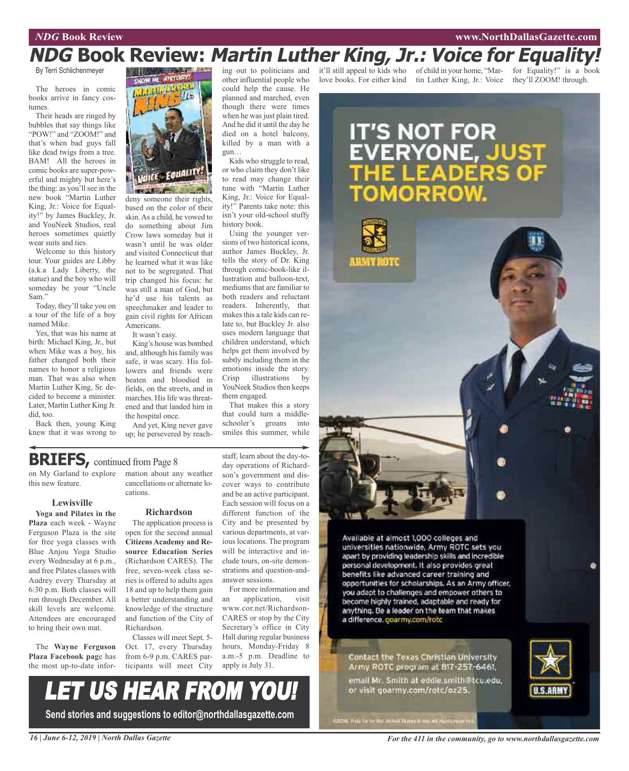# NDG Book Review: *Martin Luther King, Jr.: Voice for Equality!*

By Terri Schlichenmeyer

The heroes in comic books arrive in fancy costumes.

Their heads are ringed by bubbles that say things like "POW!" and "ZOOM!" and that's when bad guys fall like dead twigs from a tree. BAM! All the heroes in comic books are super-powerful and mighty but here's the thing: as you'll see in the new book "Martin Luther King, Jr.: Voice for Equality!" by James Buckley, Jr. and YouNeek Studios, real heroes sometimes quietly wear suits and ties.

Welcome to this history tour. Your guides are Libby (a.k.a Lady Liberty, the statue) and the boy who will someday be your "Uncle Sam."

Today, they'll take you on a tour of the life of a boy named Mike.

Yes, that was his name at birth: Michael King, Jr., but when Mike was a boy, his father changed both their names to honor a religious man. That was also when Martin Luther King, Sr. decided to become a minister. Later, Martin Luther King Jr. did, too.

Back then, young King knew that it was wrong to deny someone their rights, based on the color of their skin. As a child, he vowed to do something about Jim Crow laws someday but it wasn't until he was older and visited Connecticut that he learned what it was like not to be segregated. That trip changed his focus: he was still a man of God, but he'd use his talents as speechmaker and leader to gain civil rights for African Americans.

It wasn't easy.

King's house was bombed and, although his family was safe, it was scary. His followers and friends were beaten and bloodied in fields, on the streets, and in marches. His life was threatened and that landed him in the hospital once.

And yet, King never gave up; he persevered by reaching out to politicians and other influential people who could help the cause. He planned and marched, even though there were times when he was just plain tired. And he did it until the day he died on a hotel balcony, killed by a man with a gun…

Kids who struggle to read, or who claim they don't like to read may change their tune with "Martin Luther King, Jr.: Voice for Equality!" Parents take note: this isn't your old-school stuffy history book.

Using the younger versions of two historical icons, author James Buckley, Jr. tells the story of Dr. King through comic-book-like illustration and balloon-text, mediums that are familiar to both readers and reluctant readers. Inherently, that makes this a tale kids can relate to, but Buckley Jr. also uses modern language that children understand, which helps get them involved by subtly including them in the emotions inside the story. Crisp illustrations by YouNeek Studios then keeps them engaged.

That makes this a story that could turn a middle-schooler's groans into smiles this summer, while it'll still appeal to kids who love books. For either kind of child in your home, "Martin Luther King, Jr.: Voice for Equality!" is a book they'll ZOOM! through.

## BRIEFS, continued from Page 8

on My Garland to explore this new feature.

### Lewisville

**Yoga and Pilates in the Plaza** each week - Wayne Ferguson Plaza is the site for free yoga classes with Blue Anjou Yoga Studio every Wednesday at 6 p.m., and free Pilates classes with Audrey every Thursday at 6:30 p.m. Both classes will run through December. All skill levels are welcome. Attendees are encouraged to bring their own mat.

The **Wayne Ferguson Plaza Facebook pag**e has the most up-to-date information about any weather cancellations or alternate locations.

### Richardson

The application process is open for the second annual **Citizens Academy and Resource Education Series** (Richardson CARES). The free, seven-week class series is offered to adults ages 18 and up to help them gain a better understanding and knowledge of the structure and function of the City of Richardson.

Classes will meet Sept. 5-Oct. 17, every Thursday from 6-9 p.m. CARES participants will meet City staff, learn about the day-to-day operations of Richardson's government and discover ways to contribute and be an active participant. Each session will focus on a different function of the City and be presented by various departments, at various locations. The program will be interactive and include tours, on-site demonstrations and question-and-answer sessions.

For more information and an application, visit www.cor.net/Richardson-CARES or stop by the City Secretary's office in City Hall during regular business hours, Monday-Friday 8 a.m.-5 p.m. Deadline to apply is July 31.

## LET US HEAR FROM YOU!

**Send stories and suggestions to editor@northdallasgazette.com**

## IT'S NOT FOR EVERYONE, JUST THE LEADERS OF TOMORROW.

ARMY ROTC

Available at almost 1,000 colleges and universities nationwide, Army ROTC sets you apart by providing leadership skills and incredible personal development. It also provides great benefits like advanced career training and opportunities for scholarships. As an Army officer, you adapt to challenges and empower others to become highly trained, adaptable and ready for anything. Be a leader on the team that makes a difference. goarmy.com/rotc

Contact the Texas Christian University Army ROTC program at 817-257-6461, email Mr. Smith at eddie.smith@tcu.edu, or visit goarmy.com/rotc/oz25.

U.S.ARMY